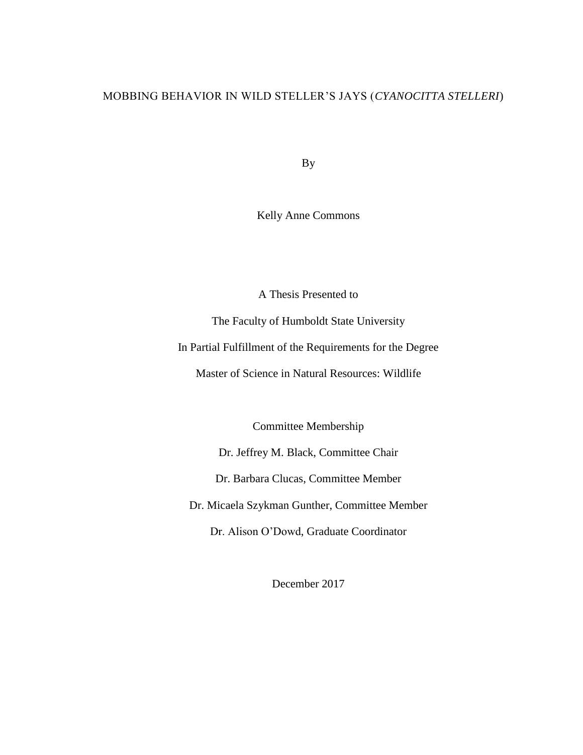# MOBBING BEHAVIOR IN WILD STELLER'S JAYS (*CYANOCITTA STELLERI*)

By

Kelly Anne Commons

A Thesis Presented to

The Faculty of Humboldt State University

In Partial Fulfillment of the Requirements for the Degree

Master of Science in Natural Resources: Wildlife

Committee Membership

Dr. Jeffrey M. Black, Committee Chair

Dr. Barbara Clucas, Committee Member

Dr. Micaela Szykman Gunther, Committee Member

Dr. Alison O'Dowd, Graduate Coordinator

December 2017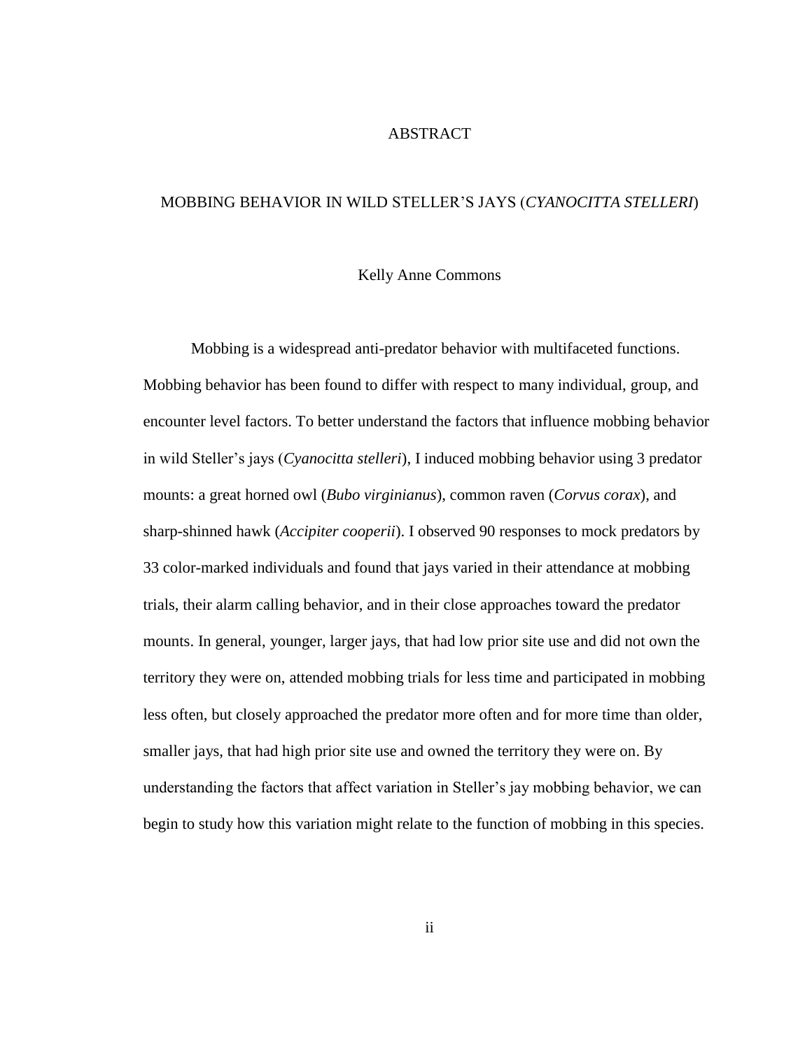# ABSTRACT

## MOBBING BEHAVIOR IN WILD STELLER'S JAYS (*CYANOCITTA STELLERI*)

Kelly Anne Commons

Mobbing is a widespread anti-predator behavior with multifaceted functions. Mobbing behavior has been found to differ with respect to many individual, group, and encounter level factors. To better understand the factors that influence mobbing behavior in wild Steller's jays (*Cyanocitta stelleri*), I induced mobbing behavior using 3 predator mounts: a great horned owl (*Bubo virginianus*), common raven (*Corvus corax*), and sharp-shinned hawk (*Accipiter cooperii*). I observed 90 responses to mock predators by 33 color-marked individuals and found that jays varied in their attendance at mobbing trials, their alarm calling behavior, and in their close approaches toward the predator mounts. In general, younger, larger jays, that had low prior site use and did not own the territory they were on, attended mobbing trials for less time and participated in mobbing less often, but closely approached the predator more often and for more time than older, smaller jays, that had high prior site use and owned the territory they were on. By understanding the factors that affect variation in Steller's jay mobbing behavior, we can begin to study how this variation might relate to the function of mobbing in this species.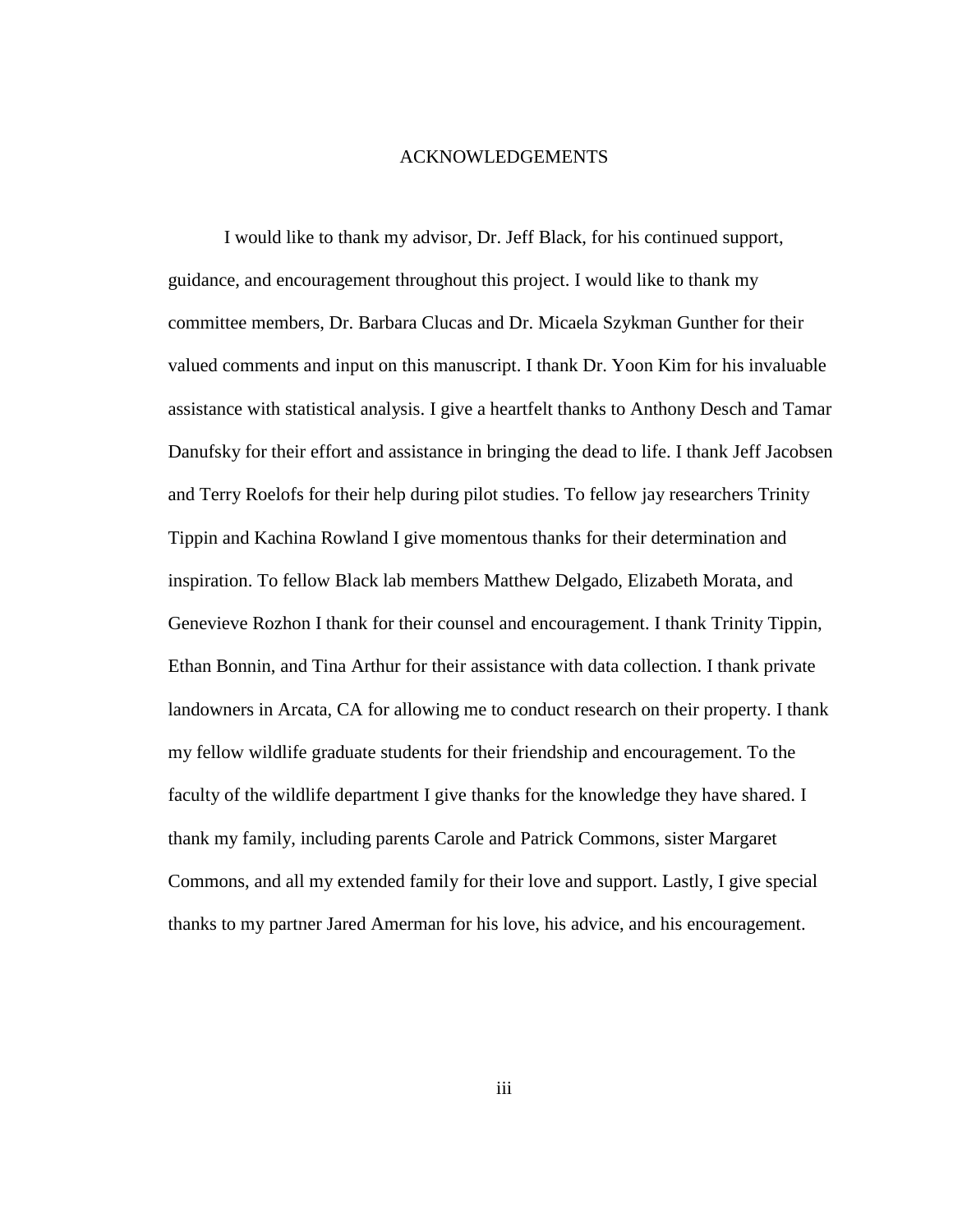# ACKNOWLEDGEMENTS

I would like to thank my advisor, Dr. Jeff Black, for his continued support, guidance, and encouragement throughout this project. I would like to thank my committee members, Dr. Barbara Clucas and Dr. Micaela Szykman Gunther for their valued comments and input on this manuscript. I thank Dr. Yoon Kim for his invaluable assistance with statistical analysis. I give a heartfelt thanks to Anthony Desch and Tamar Danufsky for their effort and assistance in bringing the dead to life. I thank Jeff Jacobsen and Terry Roelofs for their help during pilot studies. To fellow jay researchers Trinity Tippin and Kachina Rowland I give momentous thanks for their determination and inspiration. To fellow Black lab members Matthew Delgado, Elizabeth Morata, and Genevieve Rozhon I thank for their counsel and encouragement. I thank Trinity Tippin, Ethan Bonnin, and Tina Arthur for their assistance with data collection. I thank private landowners in Arcata, CA for allowing me to conduct research on their property. I thank my fellow wildlife graduate students for their friendship and encouragement. To the faculty of the wildlife department I give thanks for the knowledge they have shared. I thank my family, including parents Carole and Patrick Commons, sister Margaret Commons, and all my extended family for their love and support. Lastly, I give special thanks to my partner Jared Amerman for his love, his advice, and his encouragement.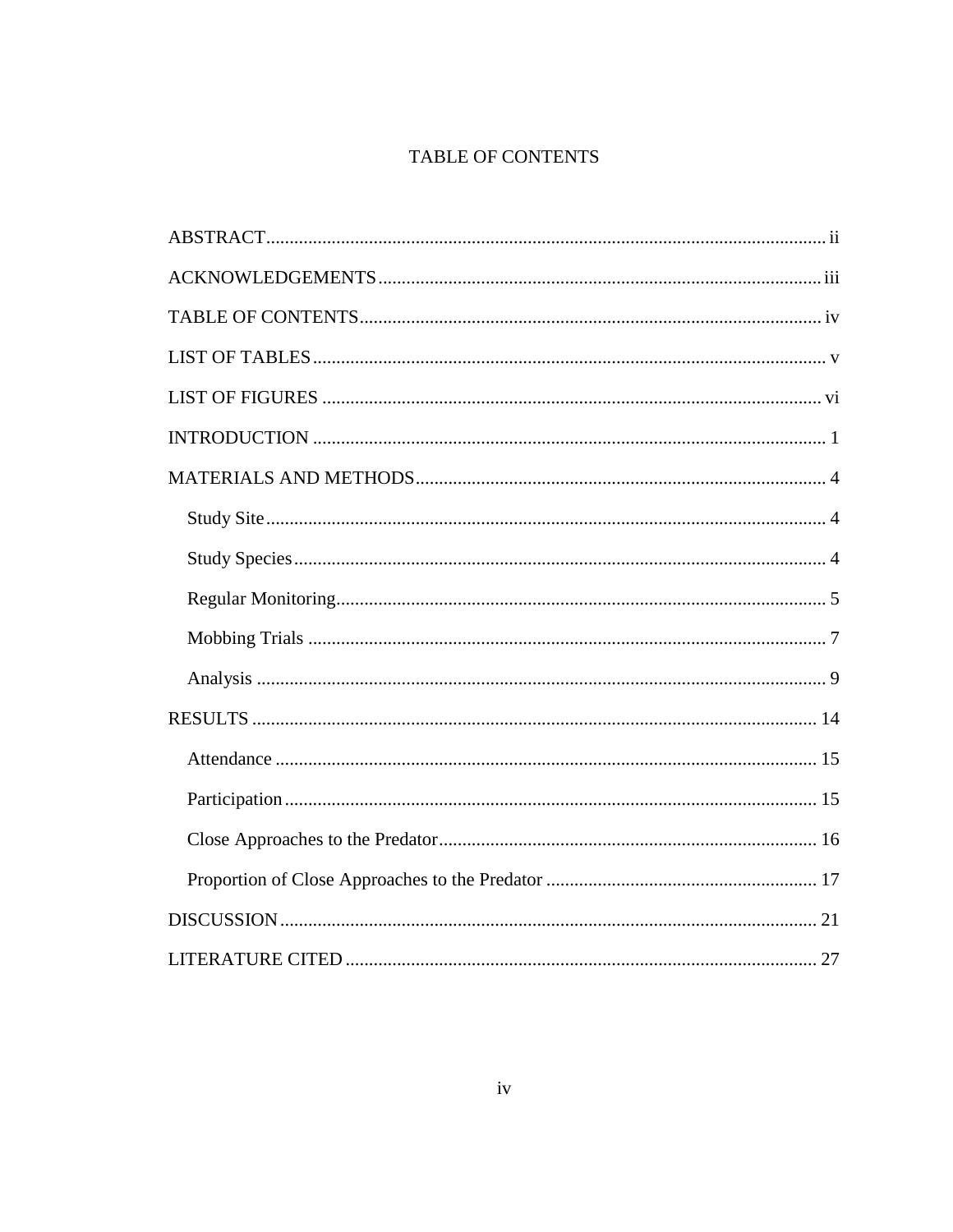# TABLE OF CONTENTS

ABSTRACT ..... ii

ACKNOWLEDGEMENTS ..... iii

TABLE OF CONTENTS ..... iv

LIST OF TABLES ..... v

LIST OF FIGURES ..... vi

INTRODUCTION ..... 1

MATERIALS AND METHODS ..... 4

- Study Site ..... 4
- Study Species ..... 4
- Regular Monitoring ..... 5
- Mobbing Trials ..... 7
- Analysis ..... 9

RESULTS ..... 14

- Attendance ..... 15
- Participation ..... 15
- Close Approaches to the Predator ..... 16
- Proportion of Close Approaches to the Predator ..... 17

DISCUSSION ..... 21

LITERATURE CITED ..... 27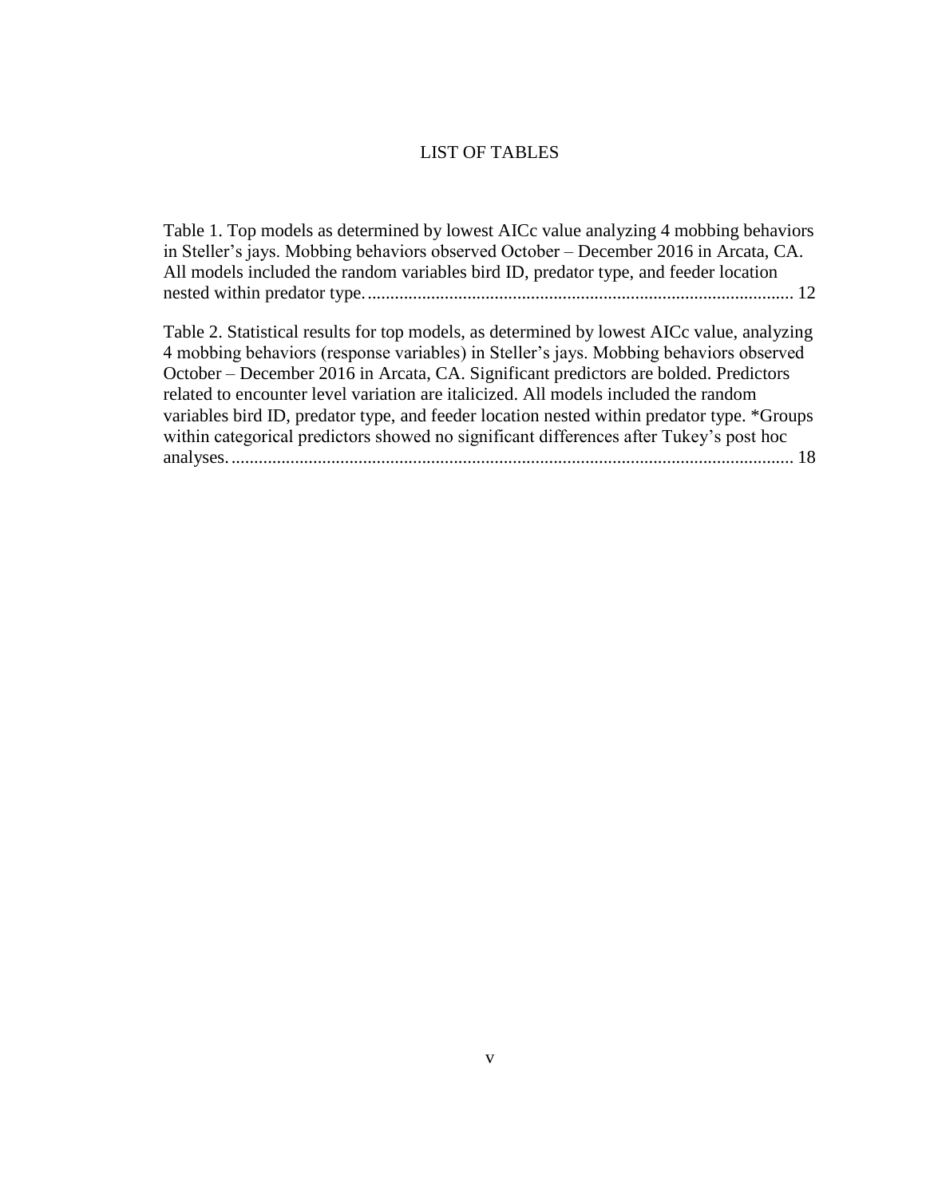# LIST OF TABLES

Table 1. Top models as determined by lowest AICc value analyzing 4 mobbing behaviors in Steller's jays. Mobbing behaviors observed October – December 2016 in Arcata, CA. All models included the random variables bird ID, predator type, and feeder location nested within predator type. .............................................................................................. 12

Table 2. Statistical results for top models, as determined by lowest AICc value, analyzing 4 mobbing behaviors (response variables) in Steller's jays. Mobbing behaviors observed October – December 2016 in Arcata, CA. Significant predictors are bolded. Predictors related to encounter level variation are italicized. All models included the random variables bird ID, predator type, and feeder location nested within predator type. *Groups within categorical predictors showed no significant differences after Tukey's post hoc analyses. .......................................................................................................................... 18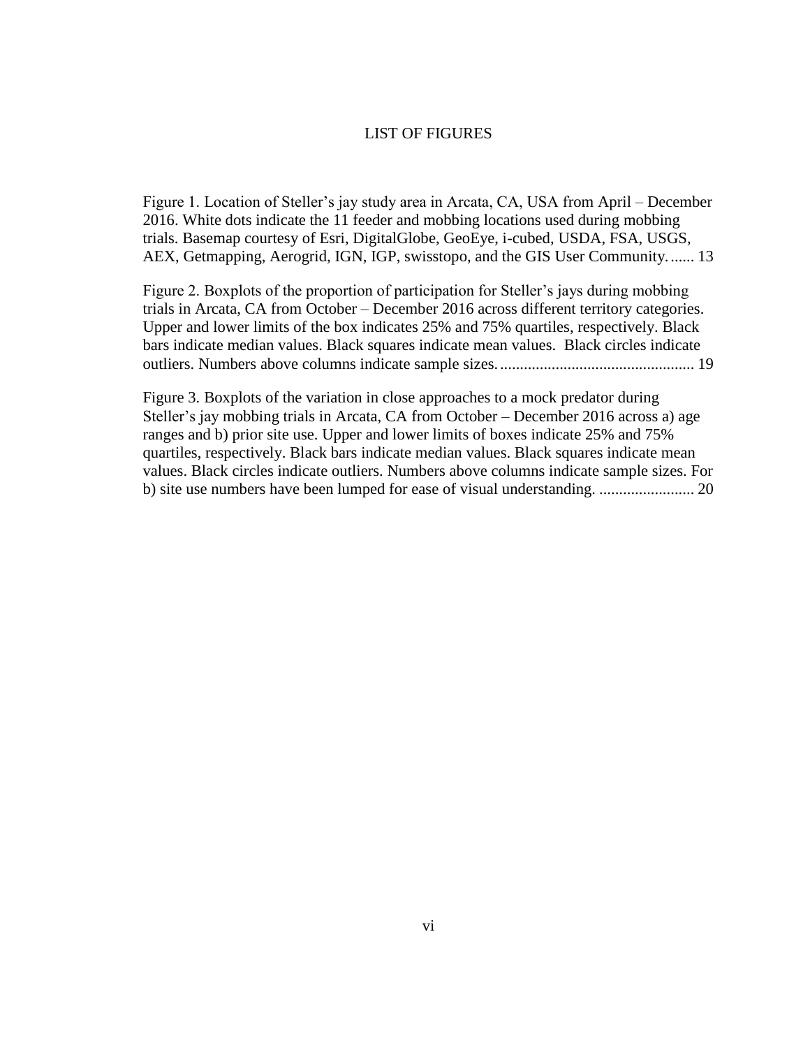# LIST OF FIGURES

Figure 1. Location of Steller's jay study area in Arcata, CA, USA from April – December 2016. White dots indicate the 11 feeder and mobbing locations used during mobbing trials. Basemap courtesy of Esri, DigitalGlobe, GeoEye, i-cubed, USDA, FSA, USGS, AEX, Getmapping, Aerogrid, IGN, IGP, swisstopo, and the GIS User Community....... 13

Figure 2. Boxplots of the proportion of participation for Steller's jays during mobbing trials in Arcata, CA from October – December 2016 across different territory categories. Upper and lower limits of the box indicates 25% and 75% quartiles, respectively. Black bars indicate median values. Black squares indicate mean values. Black circles indicate outliers. Numbers above columns indicate sample sizes................................................. 19

Figure 3. Boxplots of the variation in close approaches to a mock predator during Steller's jay mobbing trials in Arcata, CA from October – December 2016 across a) age ranges and b) prior site use. Upper and lower limits of boxes indicate 25% and 75% quartiles, respectively. Black bars indicate median values. Black squares indicate mean values. Black circles indicate outliers. Numbers above columns indicate sample sizes. For b) site use numbers have been lumped for ease of visual understanding. ........................ 20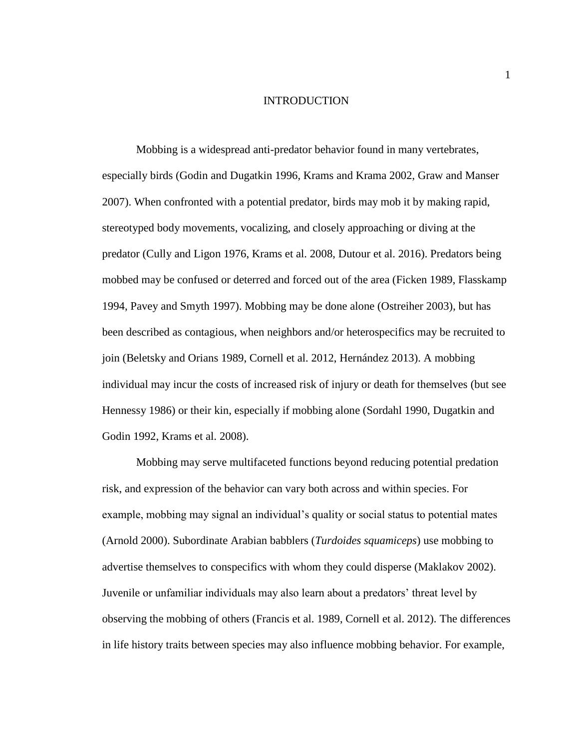# INTRODUCTION

Mobbing is a widespread anti-predator behavior found in many vertebrates, especially birds (Godin and Dugatkin 1996, Krams and Krama 2002, Graw and Manser 2007). When confronted with a potential predator, birds may mob it by making rapid, stereotyped body movements, vocalizing, and closely approaching or diving at the predator (Cully and Ligon 1976, Krams et al. 2008, Dutour et al. 2016). Predators being mobbed may be confused or deterred and forced out of the area (Ficken 1989, Flasskamp 1994, Pavey and Smyth 1997). Mobbing may be done alone (Ostreiher 2003), but has been described as contagious, when neighbors and/or heterospecifics may be recruited to join (Beletsky and Orians 1989, Cornell et al. 2012, Hernández 2013). A mobbing individual may incur the costs of increased risk of injury or death for themselves (but see Hennessy 1986) or their kin, especially if mobbing alone (Sordahl 1990, Dugatkin and Godin 1992, Krams et al. 2008).

Mobbing may serve multifaceted functions beyond reducing potential predation risk, and expression of the behavior can vary both across and within species. For example, mobbing may signal an individual's quality or social status to potential mates (Arnold 2000). Subordinate Arabian babblers (*Turdoides squamiceps*) use mobbing to advertise themselves to conspecifics with whom they could disperse (Maklakov 2002). Juvenile or unfamiliar individuals may also learn about a predators' threat level by observing the mobbing of others (Francis et al. 1989, Cornell et al. 2012). The differences in life history traits between species may also influence mobbing behavior. For example,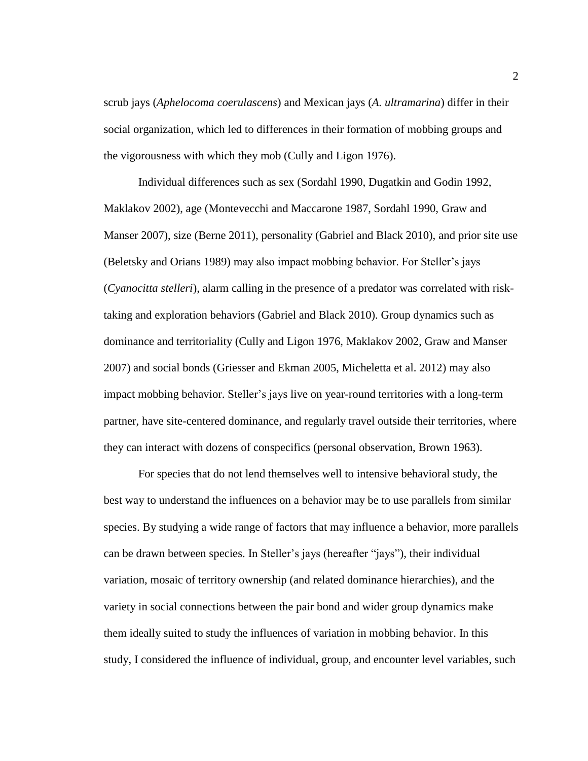scrub jays (*Aphelocoma coerulascens*) and Mexican jays (*A. ultramarina*) differ in their social organization, which led to differences in their formation of mobbing groups and the vigorousness with which they mob (Cully and Ligon 1976).

Individual differences such as sex (Sordahl 1990, Dugatkin and Godin 1992, Maklakov 2002), age (Montevecchi and Maccarone 1987, Sordahl 1990, Graw and Manser 2007), size (Berne 2011), personality (Gabriel and Black 2010), and prior site use (Beletsky and Orians 1989) may also impact mobbing behavior. For Steller's jays (*Cyanocitta stelleri*), alarm calling in the presence of a predator was correlated with risk-taking and exploration behaviors (Gabriel and Black 2010). Group dynamics such as dominance and territoriality (Cully and Ligon 1976, Maklakov 2002, Graw and Manser 2007) and social bonds (Griesser and Ekman 2005, Micheletta et al. 2012) may also impact mobbing behavior. Steller's jays live on year-round territories with a long-term partner, have site-centered dominance, and regularly travel outside their territories, where they can interact with dozens of conspecifics (personal observation, Brown 1963).

For species that do not lend themselves well to intensive behavioral study, the best way to understand the influences on a behavior may be to use parallels from similar species. By studying a wide range of factors that may influence a behavior, more parallels can be drawn between species. In Steller's jays (hereafter "jays"), their individual variation, mosaic of territory ownership (and related dominance hierarchies), and the variety in social connections between the pair bond and wider group dynamics make them ideally suited to study the influences of variation in mobbing behavior. In this study, I considered the influence of individual, group, and encounter level variables, such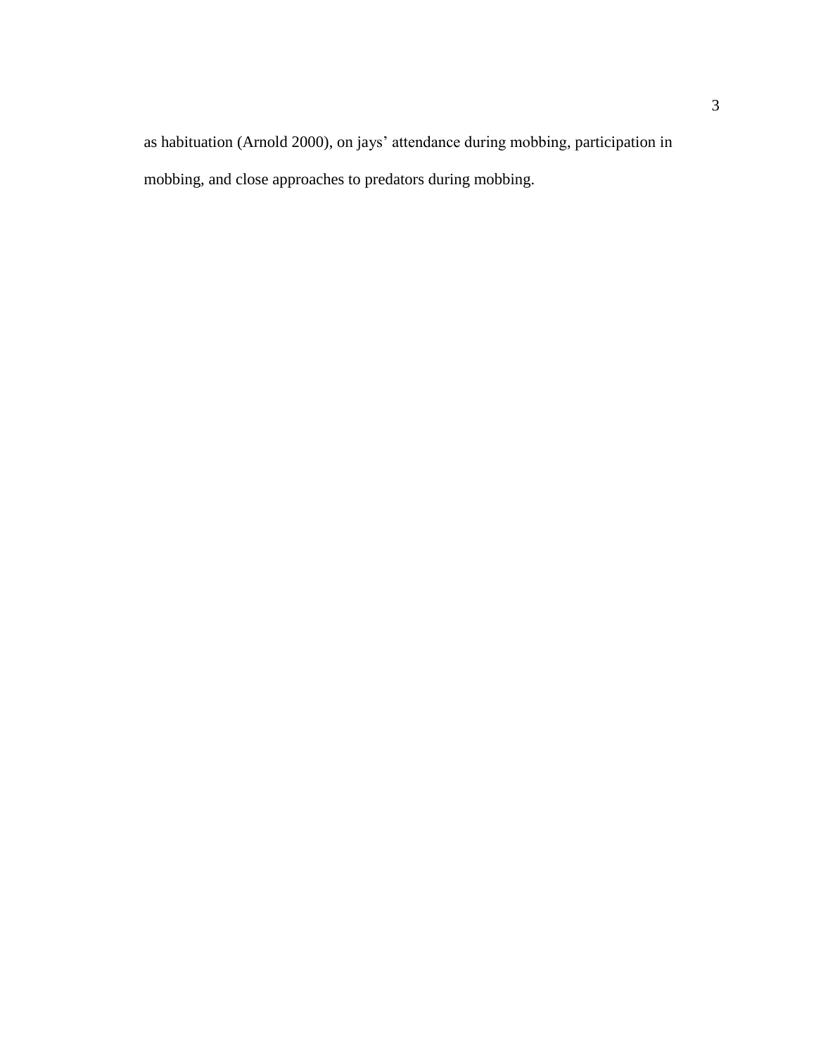as habituation (Arnold 2000), on jays' attendance during mobbing, participation in mobbing, and close approaches to predators during mobbing.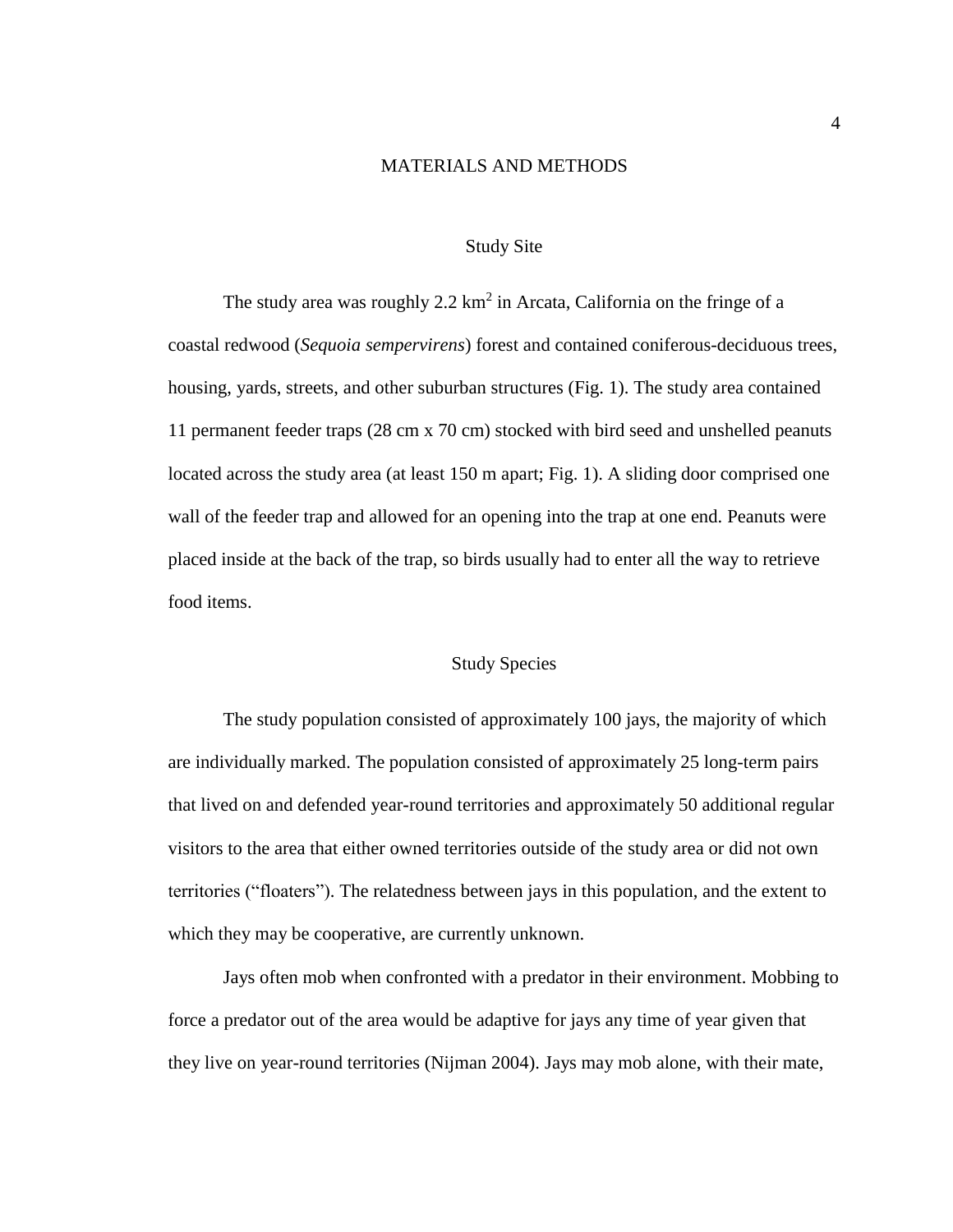# MATERIALS AND METHODS

## Study Site

The study area was roughly 2.2 $km^2$ in Arcata, California on the fringe of a coastal redwood (*Sequoia sempervirens*) forest and contained coniferous-deciduous trees, housing, yards, streets, and other suburban structures (Fig. 1). The study area contained 11 permanent feeder traps (28 cm x 70 cm) stocked with bird seed and unshelled peanuts located across the study area (at least 150 m apart; Fig. 1). A sliding door comprised one wall of the feeder trap and allowed for an opening into the trap at one end. Peanuts were placed inside at the back of the trap, so birds usually had to enter all the way to retrieve food items.

## Study Species

The study population consisted of approximately 100 jays, the majority of which are individually marked. The population consisted of approximately 25 long-term pairs that lived on and defended year-round territories and approximately 50 additional regular visitors to the area that either owned territories outside of the study area or did not own territories ("floaters"). The relatedness between jays in this population, and the extent to which they may be cooperative, are currently unknown.

Jays often mob when confronted with a predator in their environment. Mobbing to force a predator out of the area would be adaptive for jays any time of year given that they live on year-round territories (Nijman 2004). Jays may mob alone, with their mate,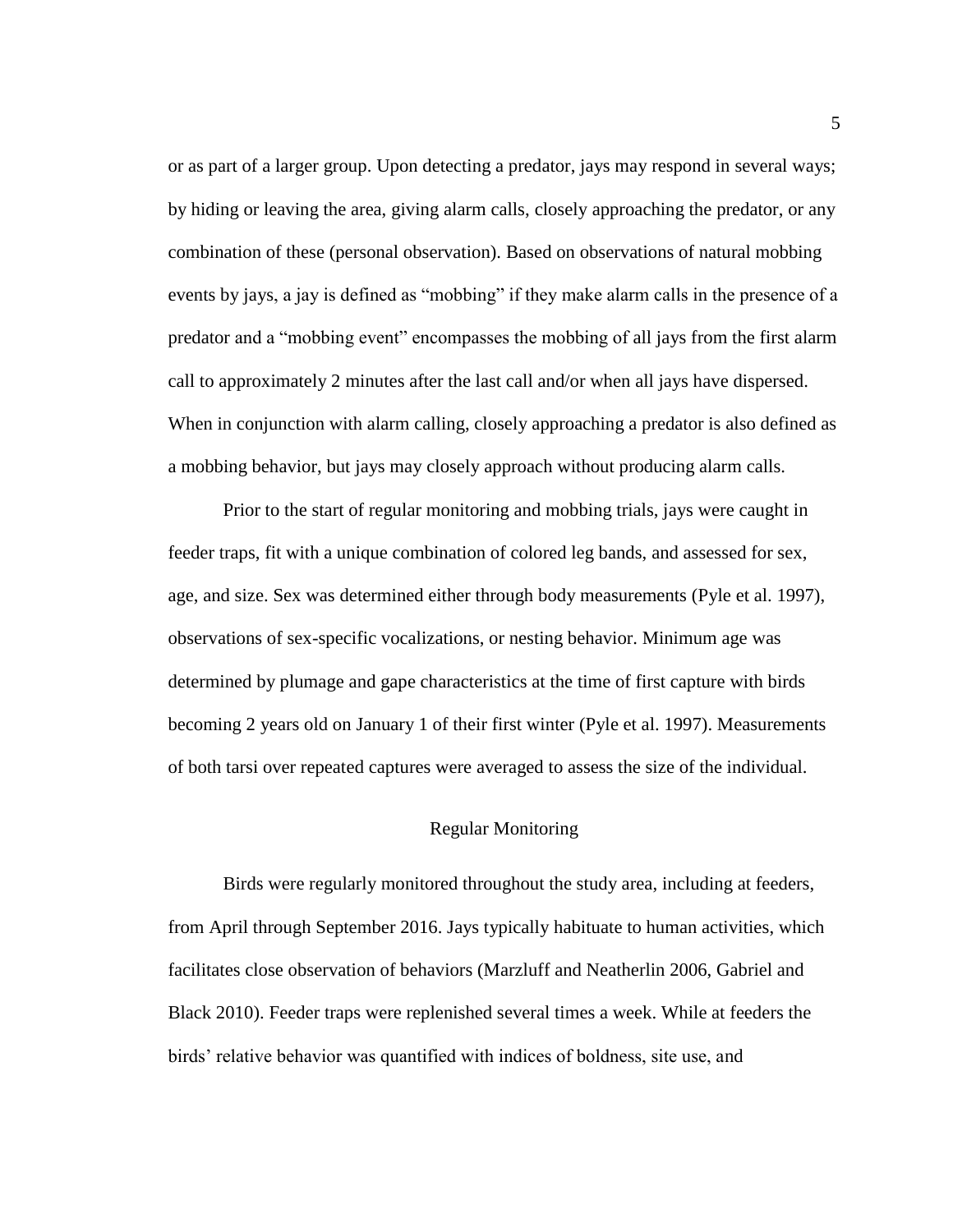or as part of a larger group. Upon detecting a predator, jays may respond in several ways; by hiding or leaving the area, giving alarm calls, closely approaching the predator, or any combination of these (personal observation). Based on observations of natural mobbing events by jays, a jay is defined as "mobbing" if they make alarm calls in the presence of a predator and a "mobbing event" encompasses the mobbing of all jays from the first alarm call to approximately 2 minutes after the last call and/or when all jays have dispersed. When in conjunction with alarm calling, closely approaching a predator is also defined as a mobbing behavior, but jays may closely approach without producing alarm calls.

Prior to the start of regular monitoring and mobbing trials, jays were caught in feeder traps, fit with a unique combination of colored leg bands, and assessed for sex, age, and size. Sex was determined either through body measurements (Pyle et al. 1997), observations of sex-specific vocalizations, or nesting behavior. Minimum age was determined by plumage and gape characteristics at the time of first capture with birds becoming 2 years old on January 1 of their first winter (Pyle et al. 1997). Measurements of both tarsi over repeated captures were averaged to assess the size of the individual.

## Regular Monitoring

Birds were regularly monitored throughout the study area, including at feeders, from April through September 2016. Jays typically habituate to human activities, which facilitates close observation of behaviors (Marzluff and Neatherlin 2006, Gabriel and Black 2010). Feeder traps were replenished several times a week. While at feeders the birds' relative behavior was quantified with indices of boldness, site use, and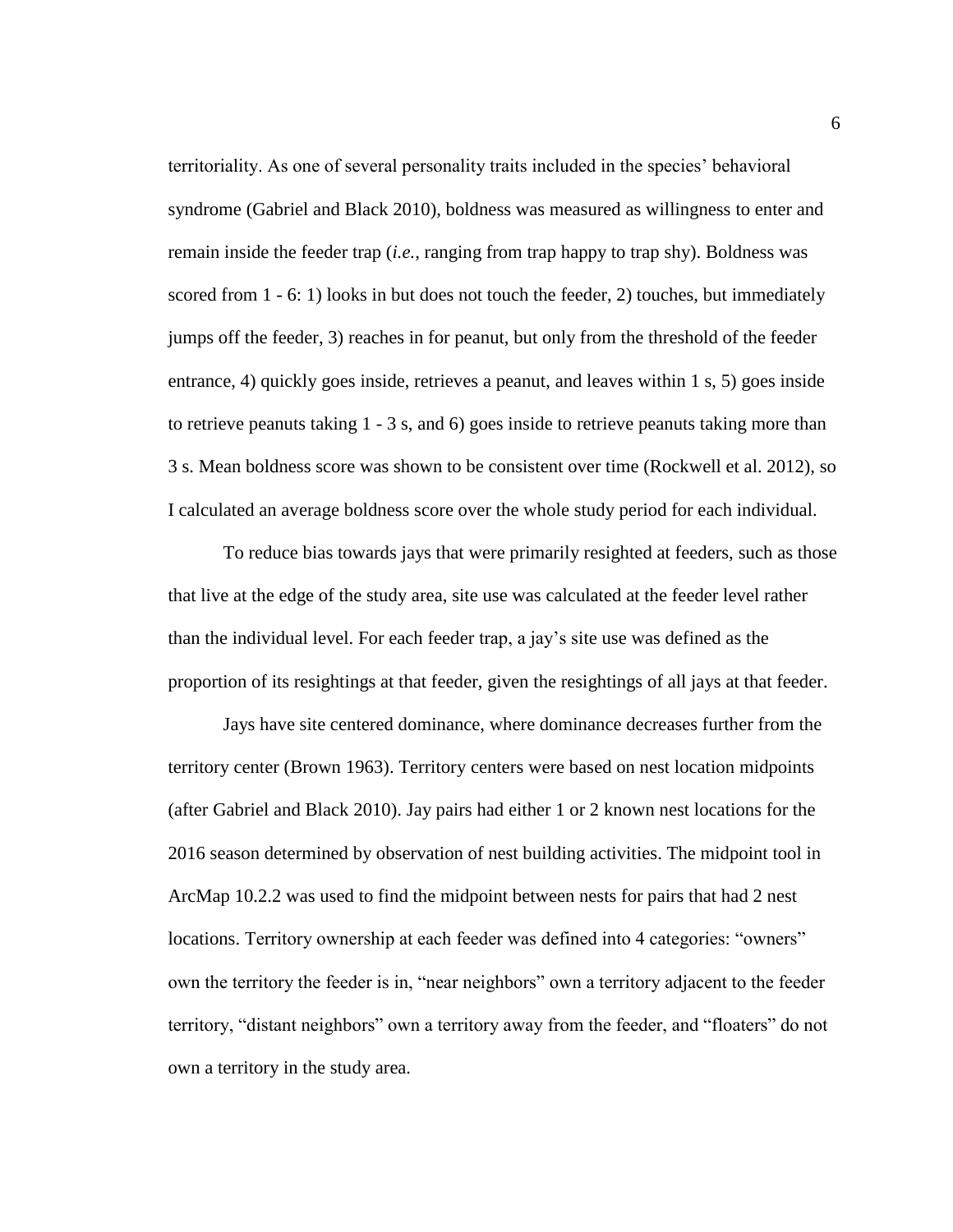territoriality. As one of several personality traits included in the species' behavioral syndrome (Gabriel and Black 2010), boldness was measured as willingness to enter and remain inside the feeder trap (*i.e.,* ranging from trap happy to trap shy). Boldness was scored from 1 - 6: 1) looks in but does not touch the feeder, 2) touches, but immediately jumps off the feeder, 3) reaches in for peanut, but only from the threshold of the feeder entrance, 4) quickly goes inside, retrieves a peanut, and leaves within 1 s, 5) goes inside to retrieve peanuts taking 1 - 3 s, and 6) goes inside to retrieve peanuts taking more than 3 s. Mean boldness score was shown to be consistent over time (Rockwell et al. 2012), so I calculated an average boldness score over the whole study period for each individual.

To reduce bias towards jays that were primarily resighted at feeders, such as those that live at the edge of the study area, site use was calculated at the feeder level rather than the individual level. For each feeder trap, a jay's site use was defined as the proportion of its resightings at that feeder, given the resightings of all jays at that feeder.

Jays have site centered dominance, where dominance decreases further from the territory center (Brown 1963). Territory centers were based on nest location midpoints (after Gabriel and Black 2010). Jay pairs had either 1 or 2 known nest locations for the 2016 season determined by observation of nest building activities. The midpoint tool in ArcMap 10.2.2 was used to find the midpoint between nests for pairs that had 2 nest locations. Territory ownership at each feeder was defined into 4 categories: "owners" own the territory the feeder is in, "near neighbors" own a territory adjacent to the feeder territory, "distant neighbors" own a territory away from the feeder, and "floaters" do not own a territory in the study area.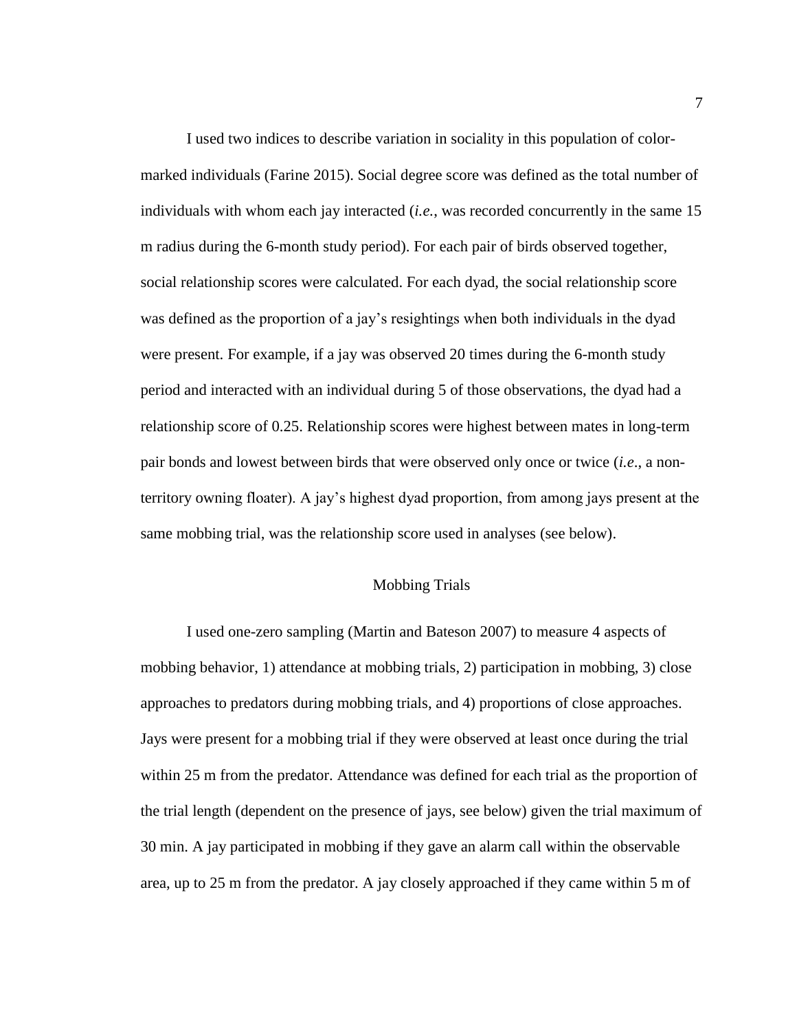I used two indices to describe variation in sociality in this population of color-marked individuals (Farine 2015). Social degree score was defined as the total number of individuals with whom each jay interacted (*i.e.*, was recorded concurrently in the same 15 m radius during the 6-month study period). For each pair of birds observed together, social relationship scores were calculated. For each dyad, the social relationship score was defined as the proportion of a jay's resightings when both individuals in the dyad were present. For example, if a jay was observed 20 times during the 6-month study period and interacted with an individual during 5 of those observations, the dyad had a relationship score of 0.25. Relationship scores were highest between mates in long-term pair bonds and lowest between birds that were observed only once or twice (*i.e*., a non-territory owning floater). A jay's highest dyad proportion, from among jays present at the same mobbing trial, was the relationship score used in analyses (see below).

## Mobbing Trials

I used one-zero sampling (Martin and Bateson 2007) to measure 4 aspects of mobbing behavior, 1) attendance at mobbing trials, 2) participation in mobbing, 3) close approaches to predators during mobbing trials, and 4) proportions of close approaches. Jays were present for a mobbing trial if they were observed at least once during the trial within 25 m from the predator. Attendance was defined for each trial as the proportion of the trial length (dependent on the presence of jays, see below) given the trial maximum of 30 min. A jay participated in mobbing if they gave an alarm call within the observable area, up to 25 m from the predator. A jay closely approached if they came within 5 m of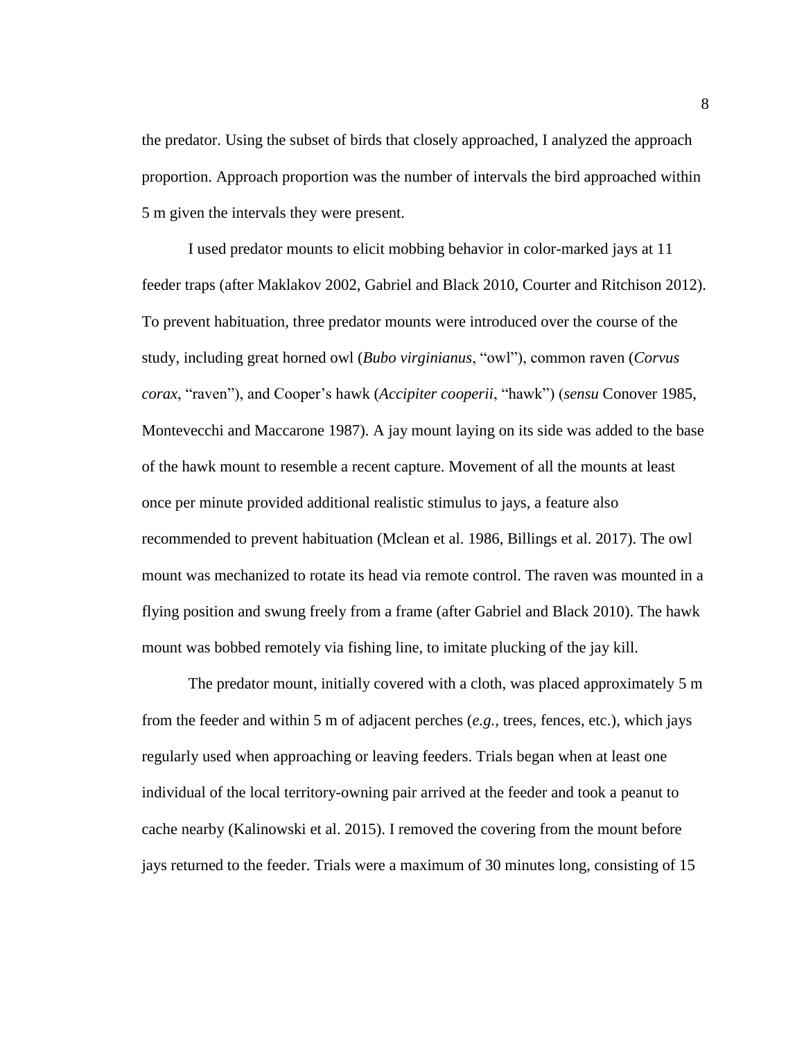the predator. Using the subset of birds that closely approached, I analyzed the approach proportion. Approach proportion was the number of intervals the bird approached within 5 m given the intervals they were present.

I used predator mounts to elicit mobbing behavior in color-marked jays at 11 feeder traps (after Maklakov 2002, Gabriel and Black 2010, Courter and Ritchison 2012). To prevent habituation, three predator mounts were introduced over the course of the study, including great horned owl (*Bubo virginianus*, "owl"), common raven (*Corvus corax*, "raven"), and Cooper's hawk (*Accipiter cooperii*, "hawk") (*sensu* Conover 1985, Montevecchi and Maccarone 1987). A jay mount laying on its side was added to the base of the hawk mount to resemble a recent capture. Movement of all the mounts at least once per minute provided additional realistic stimulus to jays, a feature also recommended to prevent habituation (Mclean et al. 1986, Billings et al. 2017). The owl mount was mechanized to rotate its head via remote control. The raven was mounted in a flying position and swung freely from a frame (after Gabriel and Black 2010). The hawk mount was bobbed remotely via fishing line, to imitate plucking of the jay kill.

The predator mount, initially covered with a cloth, was placed approximately 5 m from the feeder and within 5 m of adjacent perches (*e.g.*, trees, fences, etc.), which jays regularly used when approaching or leaving feeders. Trials began when at least one individual of the local territory-owning pair arrived at the feeder and took a peanut to cache nearby (Kalinowski et al. 2015). I removed the covering from the mount before jays returned to the feeder. Trials were a maximum of 30 minutes long, consisting of 15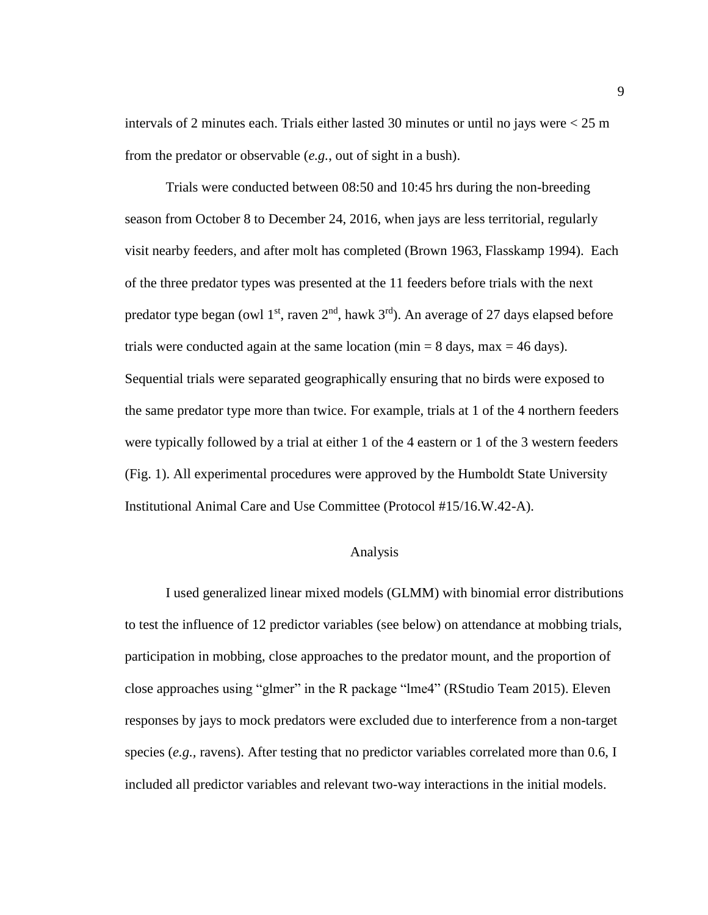intervals of 2 minutes each. Trials either lasted 30 minutes or until no jays were < 25 m from the predator or observable (*e.g.*, out of sight in a bush).

Trials were conducted between 08:50 and 10:45 hrs during the non-breeding season from October 8 to December 24, 2016, when jays are less territorial, regularly visit nearby feeders, and after molt has completed (Brown 1963, Flasskamp 1994). Each of the three predator types was presented at the 11 feeders before trials with the next predator type began (owl 1$^{st}$, raven 2$^{nd}$, hawk 3$^{rd}$). An average of 27 days elapsed before trials were conducted again at the same location (min = 8 days, max = 46 days). Sequential trials were separated geographically ensuring that no birds were exposed to the same predator type more than twice. For example, trials at 1 of the 4 northern feeders were typically followed by a trial at either 1 of the 4 eastern or 1 of the 3 western feeders (Fig. 1). All experimental procedures were approved by the Humboldt State University Institutional Animal Care and Use Committee (Protocol #15/16.W.42-A).

## Analysis

I used generalized linear mixed models (GLMM) with binomial error distributions to test the influence of 12 predictor variables (see below) on attendance at mobbing trials, participation in mobbing, close approaches to the predator mount, and the proportion of close approaches using "glmer" in the R package "lme4" (RStudio Team 2015). Eleven responses by jays to mock predators were excluded due to interference from a non-target species (*e.g.*, ravens). After testing that no predictor variables correlated more than 0.6, I included all predictor variables and relevant two-way interactions in the initial models.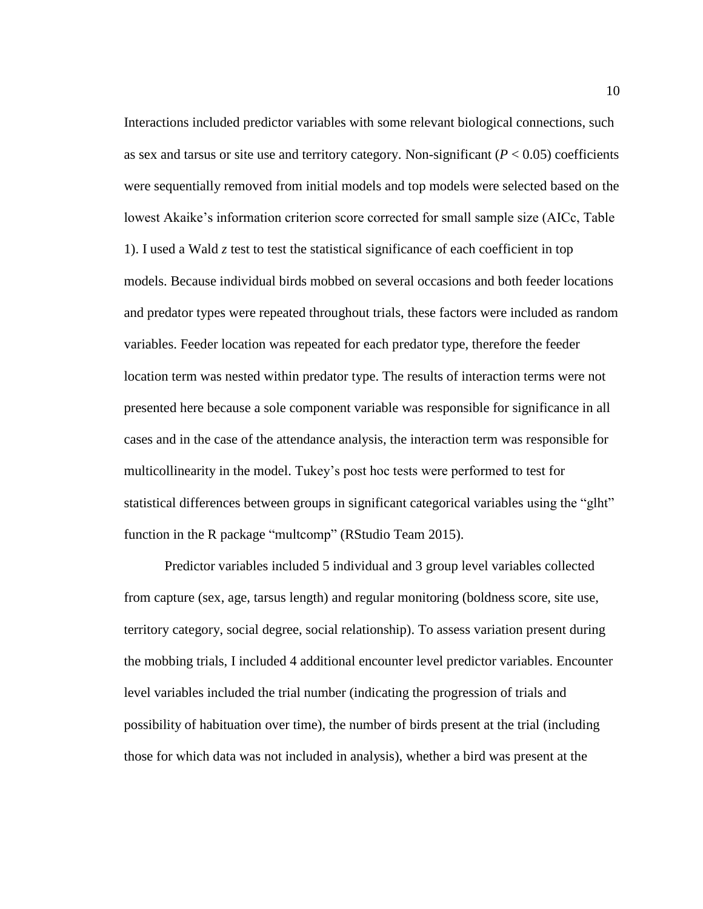Interactions included predictor variables with some relevant biological connections, such as sex and tarsus or site use and territory category. Non-significant ($P < 0.05$) coefficients were sequentially removed from initial models and top models were selected based on the lowest Akaike's information criterion score corrected for small sample size (AICc, Table 1). I used a Wald *z* test to test the statistical significance of each coefficient in top models. Because individual birds mobbed on several occasions and both feeder locations and predator types were repeated throughout trials, these factors were included as random variables. Feeder location was repeated for each predator type, therefore the feeder location term was nested within predator type. The results of interaction terms were not presented here because a sole component variable was responsible for significance in all cases and in the case of the attendance analysis, the interaction term was responsible for multicollinearity in the model. Tukey's post hoc tests were performed to test for statistical differences between groups in significant categorical variables using the "glht" function in the R package "multcomp" (RStudio Team 2015).

Predictor variables included 5 individual and 3 group level variables collected from capture (sex, age, tarsus length) and regular monitoring (boldness score, site use, territory category, social degree, social relationship). To assess variation present during the mobbing trials, I included 4 additional encounter level predictor variables. Encounter level variables included the trial number (indicating the progression of trials and possibility of habituation over time), the number of birds present at the trial (including those for which data was not included in analysis), whether a bird was present at the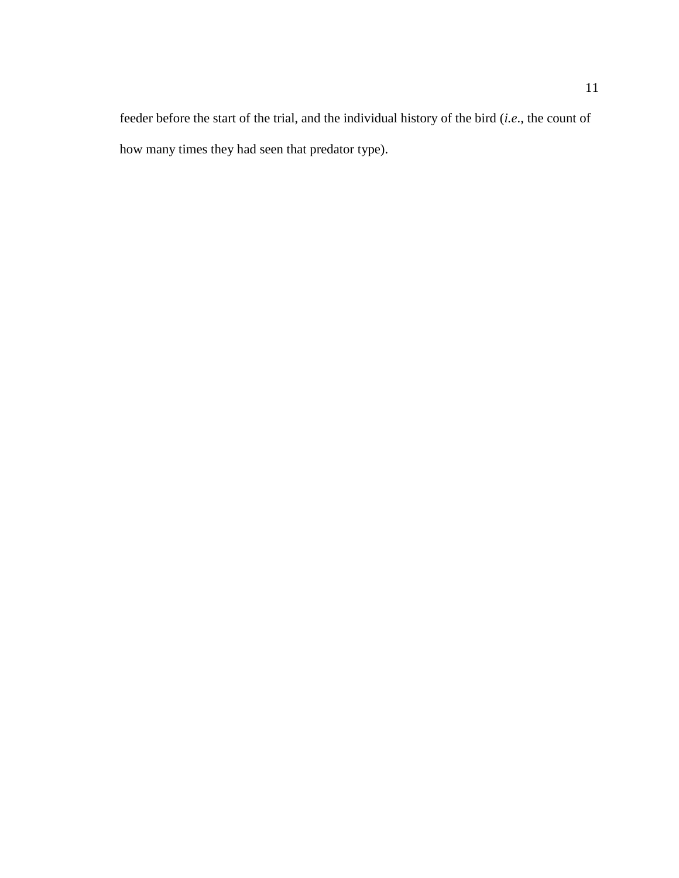feeder before the start of the trial, and the individual history of the bird (*i.e.*, the count of how many times they had seen that predator type).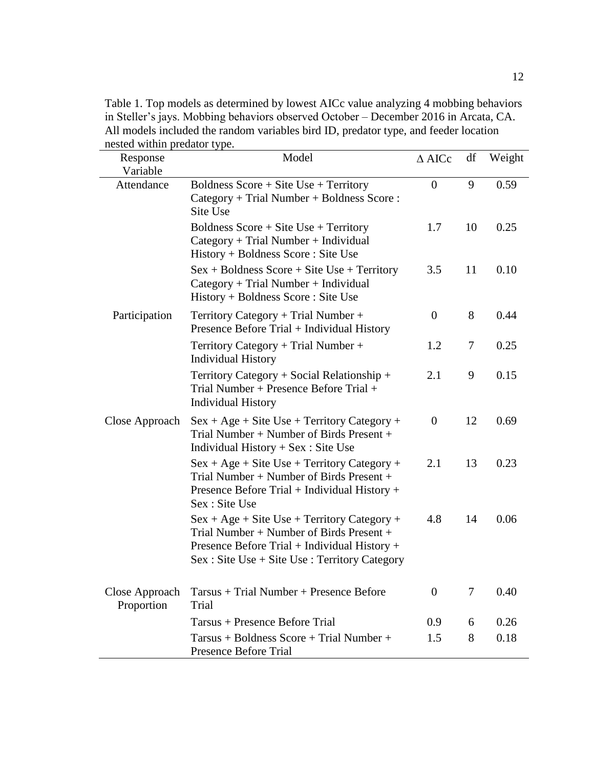Table 1. Top models as determined by lowest AICc value analyzing 4 mobbing behaviors in Steller's jays. Mobbing behaviors observed October – December 2016 in Arcata, CA. All models included the random variables bird ID, predator type, and feeder location nested within predator type.

| Response Variable | Model | Δ AICc | df | Weight |
|---|---|---|---|---|
| Attendance | Boldness Score + Site Use + Territory Category + Trial Number + Boldness Score : Site Use | 0 | 9 | 0.59 |
| | Boldness Score + Site Use + Territory Category + Trial Number + Individual History + Boldness Score : Site Use | 1.7 | 10 | 0.25 |
| | Sex + Boldness Score + Site Use + Territory Category + Trial Number + Individual History + Boldness Score : Site Use | 3.5 | 11 | 0.10 |
| Participation | Territory Category + Trial Number + Presence Before Trial + Individual History | 0 | 8 | 0.44 |
| | Territory Category + Trial Number + Individual History | 1.2 | 7 | 0.25 |
| | Territory Category + Social Relationship + Trial Number + Presence Before Trial + Individual History | 2.1 | 9 | 0.15 |
| Close Approach | Sex + Age + Site Use + Territory Category + Trial Number + Number of Birds Present + Individual History + Sex : Site Use | 0 | 12 | 0.69 |
| | Sex + Age + Site Use + Territory Category + Trial Number + Number of Birds Present + Presence Before Trial + Individual History + Sex : Site Use | 2.1 | 13 | 0.23 |
| | Sex + Age + Site Use + Territory Category + Trial Number + Number of Birds Present + Presence Before Trial + Individual History + Sex : Site Use + Site Use : Territory Category | 4.8 | 14 | 0.06 |
| Close Approach Proportion | Tarsus + Trial Number + Presence Before Trial | 0 | 7 | 0.40 |
| | Tarsus + Presence Before Trial | 0.9 | 6 | 0.26 |
| | Tarsus + Boldness Score + Trial Number + Presence Before Trial | 1.5 | 8 | 0.18 |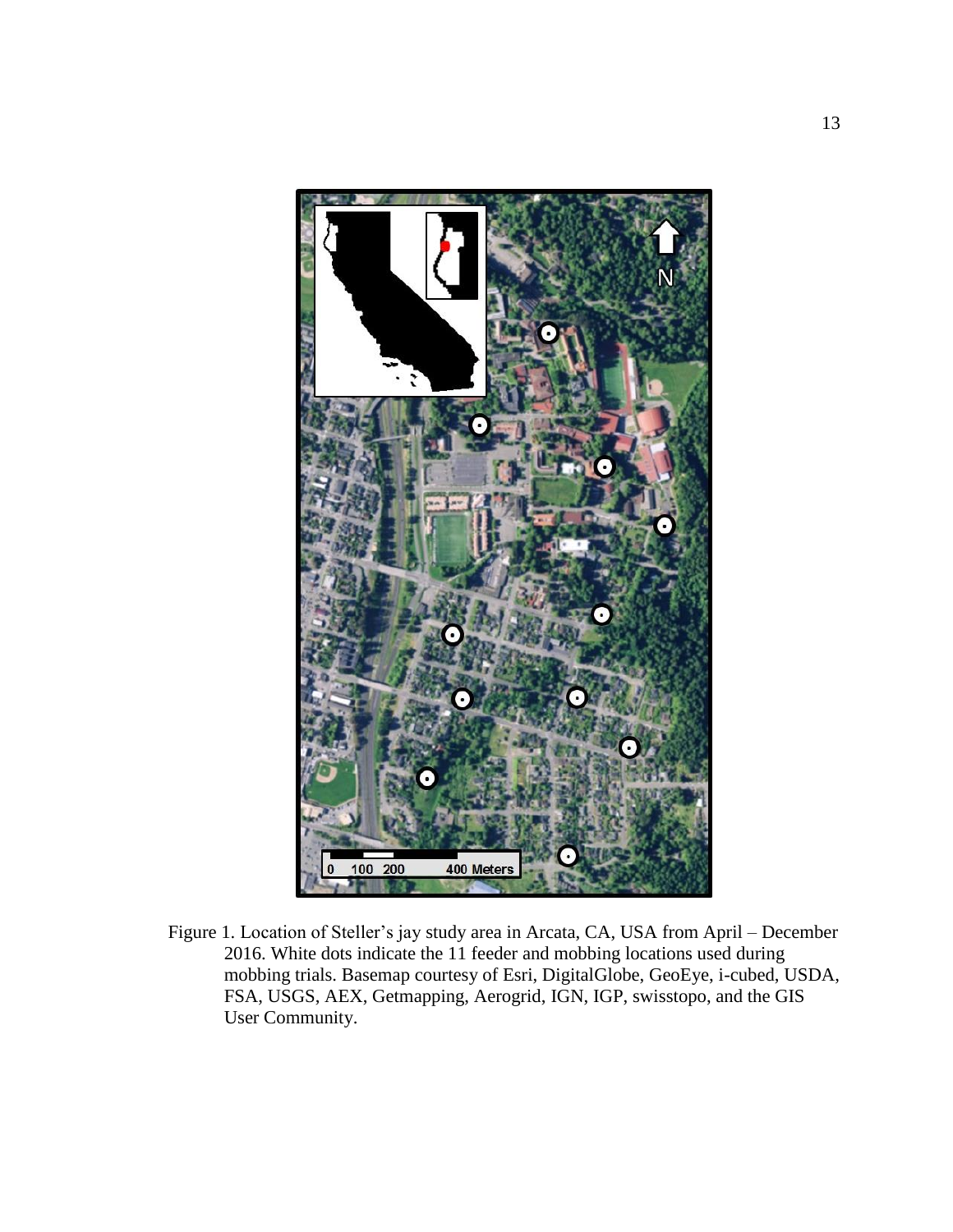N

0 100 200 400 Meters

Figure 1. Location of Steller's jay study area in Arcata, CA, USA from April – December 2016. White dots indicate the 11 feeder and mobbing locations used during mobbing trials. Basemap courtesy of Esri, DigitalGlobe, GeoEye, i-cubed, USDA, FSA, USGS, AEX, Getmapping, Aerogrid, IGN, IGP, swisstopo, and the GIS User Community.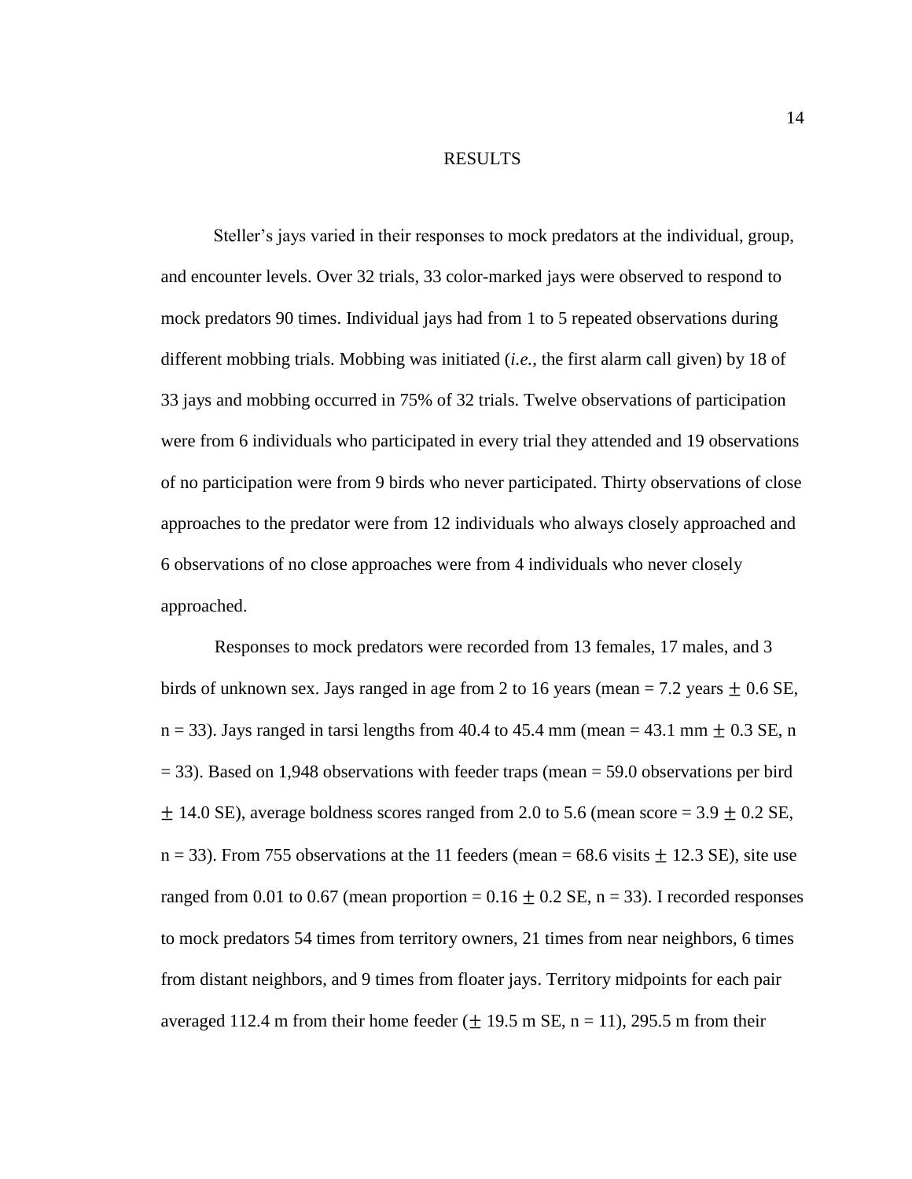# RESULTS

Steller's jays varied in their responses to mock predators at the individual, group, and encounter levels. Over 32 trials, 33 color-marked jays were observed to respond to mock predators 90 times. Individual jays had from 1 to 5 repeated observations during different mobbing trials. Mobbing was initiated (*i.e.*, the first alarm call given) by 18 of 33 jays and mobbing occurred in 75% of 32 trials. Twelve observations of participation were from 6 individuals who participated in every trial they attended and 19 observations of no participation were from 9 birds who never participated. Thirty observations of close approaches to the predator were from 12 individuals who always closely approached and 6 observations of no close approaches were from 4 individuals who never closely approached.

Responses to mock predators were recorded from 13 females, 17 males, and 3 birds of unknown sex. Jays ranged in age from 2 to 16 years (mean = 7.2 years $\pm$ 0.6 SE, n = 33). Jays ranged in tarsi lengths from 40.4 to 45.4 mm (mean = 43.1 mm $\pm$ 0.3 SE, n = 33). Based on 1,948 observations with feeder traps (mean = 59.0 observations per bird $\pm$ 14.0 SE), average boldness scores ranged from 2.0 to 5.6 (mean score = 3.9 $\pm$ 0.2 SE, n = 33). From 755 observations at the 11 feeders (mean = 68.6 visits $\pm$ 12.3 SE), site use ranged from 0.01 to 0.67 (mean proportion = 0.16 $\pm$ 0.2 SE, n = 33). I recorded responses to mock predators 54 times from territory owners, 21 times from near neighbors, 6 times from distant neighbors, and 9 times from floater jays. Territory midpoints for each pair averaged 112.4 m from their home feeder ($\pm$ 19.5 m SE, n = 11), 295.5 m from their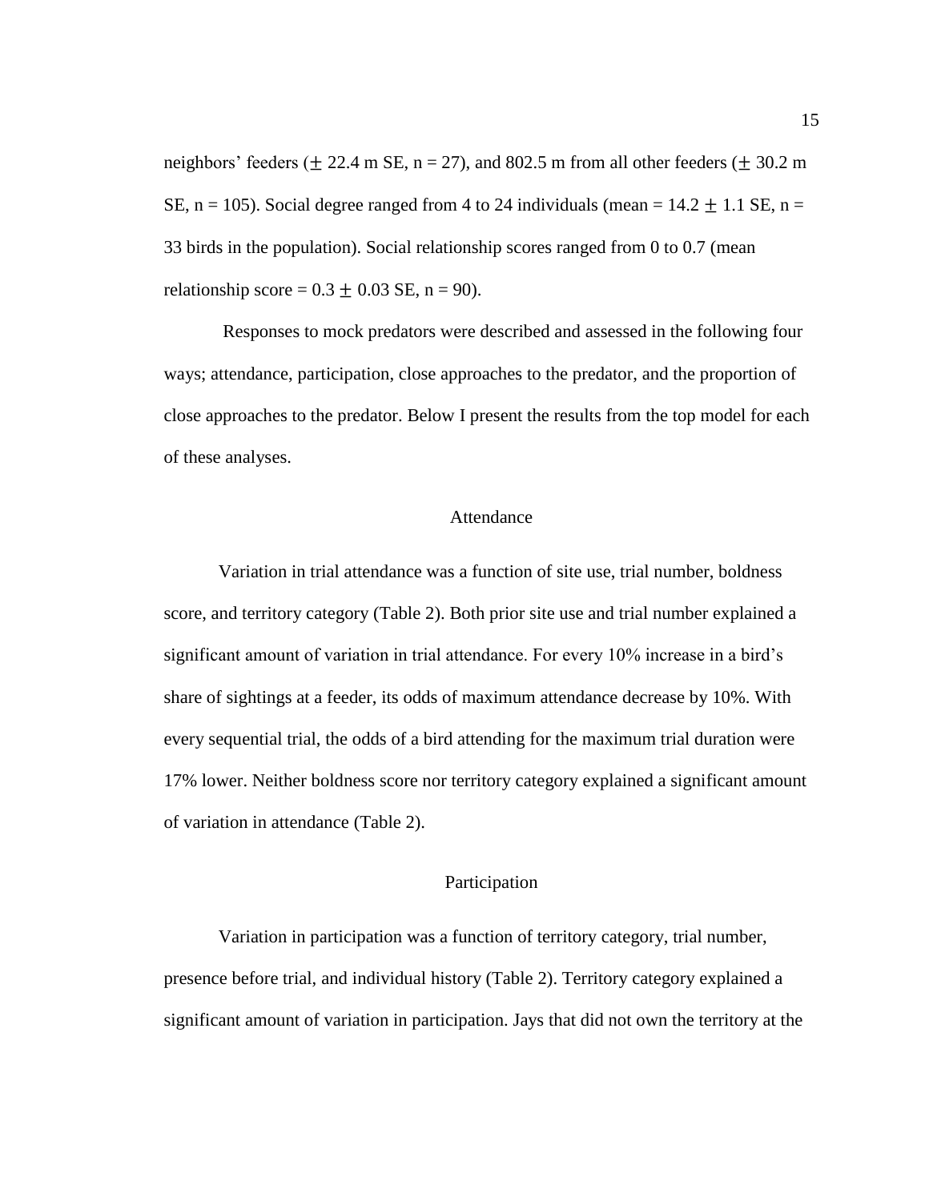neighbors' feeders ($\pm$ 22.4 m SE, n = 27), and 802.5 m from all other feeders ($\pm$ 30.2 m SE, n = 105). Social degree ranged from 4 to 24 individuals (mean = 14.2 $\pm$ 1.1 SE, n = 33 birds in the population). Social relationship scores ranged from 0 to 0.7 (mean relationship score = 0.3 $\pm$ 0.03 SE, n = 90).

Responses to mock predators were described and assessed in the following four ways; attendance, participation, close approaches to the predator, and the proportion of close approaches to the predator. Below I present the results from the top model for each of these analyses.

## Attendance

Variation in trial attendance was a function of site use, trial number, boldness score, and territory category (Table 2). Both prior site use and trial number explained a significant amount of variation in trial attendance. For every 10% increase in a bird's share of sightings at a feeder, its odds of maximum attendance decrease by 10%. With every sequential trial, the odds of a bird attending for the maximum trial duration were 17% lower. Neither boldness score nor territory category explained a significant amount of variation in attendance (Table 2).

## Participation

Variation in participation was a function of territory category, trial number, presence before trial, and individual history (Table 2). Territory category explained a significant amount of variation in participation. Jays that did not own the territory at the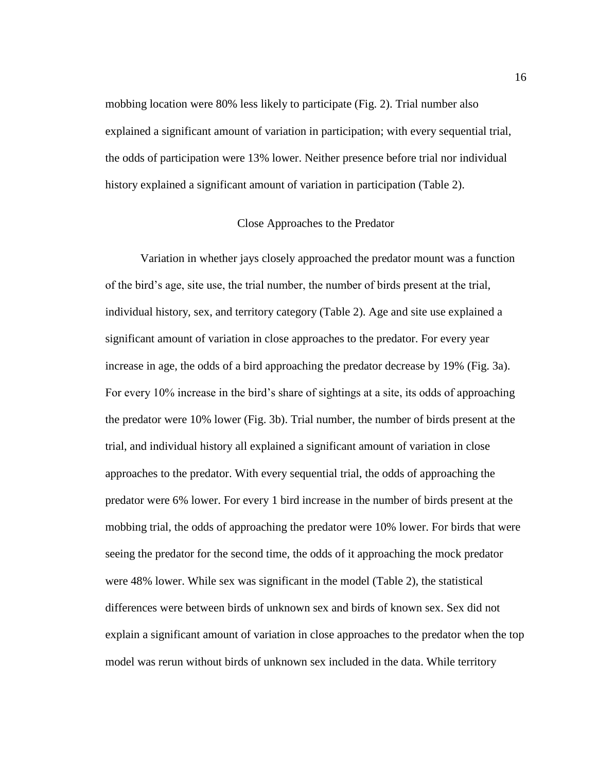mobbing location were 80% less likely to participate (Fig. 2). Trial number also explained a significant amount of variation in participation; with every sequential trial, the odds of participation were 13% lower. Neither presence before trial nor individual history explained a significant amount of variation in participation (Table 2).

## Close Approaches to the Predator

Variation in whether jays closely approached the predator mount was a function of the bird's age, site use, the trial number, the number of birds present at the trial, individual history, sex, and territory category (Table 2). Age and site use explained a significant amount of variation in close approaches to the predator. For every year increase in age, the odds of a bird approaching the predator decrease by 19% (Fig. 3a). For every 10% increase in the bird's share of sightings at a site, its odds of approaching the predator were 10% lower (Fig. 3b). Trial number, the number of birds present at the trial, and individual history all explained a significant amount of variation in close approaches to the predator. With every sequential trial, the odds of approaching the predator were 6% lower. For every 1 bird increase in the number of birds present at the mobbing trial, the odds of approaching the predator were 10% lower. For birds that were seeing the predator for the second time, the odds of it approaching the mock predator were 48% lower. While sex was significant in the model (Table 2), the statistical differences were between birds of unknown sex and birds of known sex. Sex did not explain a significant amount of variation in close approaches to the predator when the top model was rerun without birds of unknown sex included in the data. While territory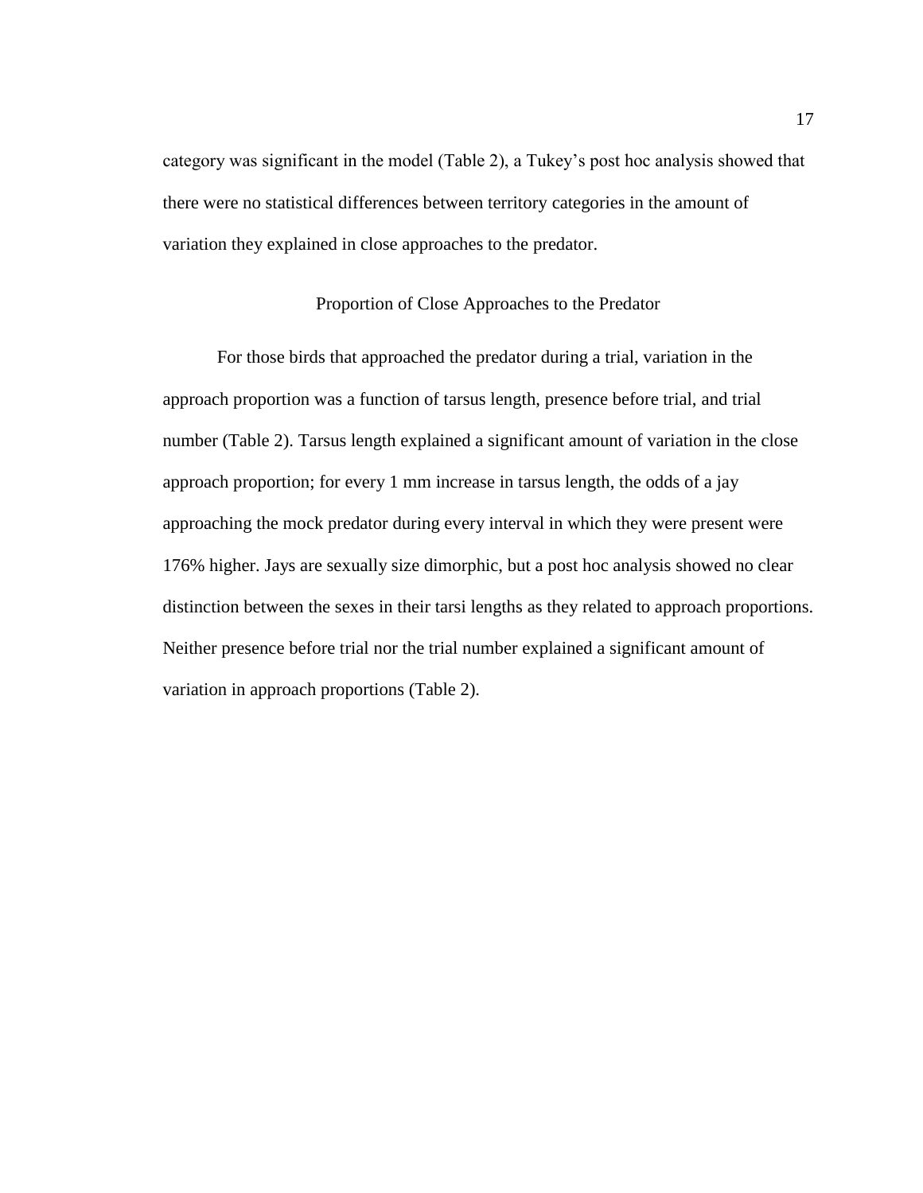category was significant in the model (Table 2), a Tukey's post hoc analysis showed that there were no statistical differences between territory categories in the amount of variation they explained in close approaches to the predator.

## Proportion of Close Approaches to the Predator

For those birds that approached the predator during a trial, variation in the approach proportion was a function of tarsus length, presence before trial, and trial number (Table 2). Tarsus length explained a significant amount of variation in the close approach proportion; for every 1 mm increase in tarsus length, the odds of a jay approaching the mock predator during every interval in which they were present were 176% higher. Jays are sexually size dimorphic, but a post hoc analysis showed no clear distinction between the sexes in their tarsi lengths as they related to approach proportions. Neither presence before trial nor the trial number explained a significant amount of variation in approach proportions (Table 2).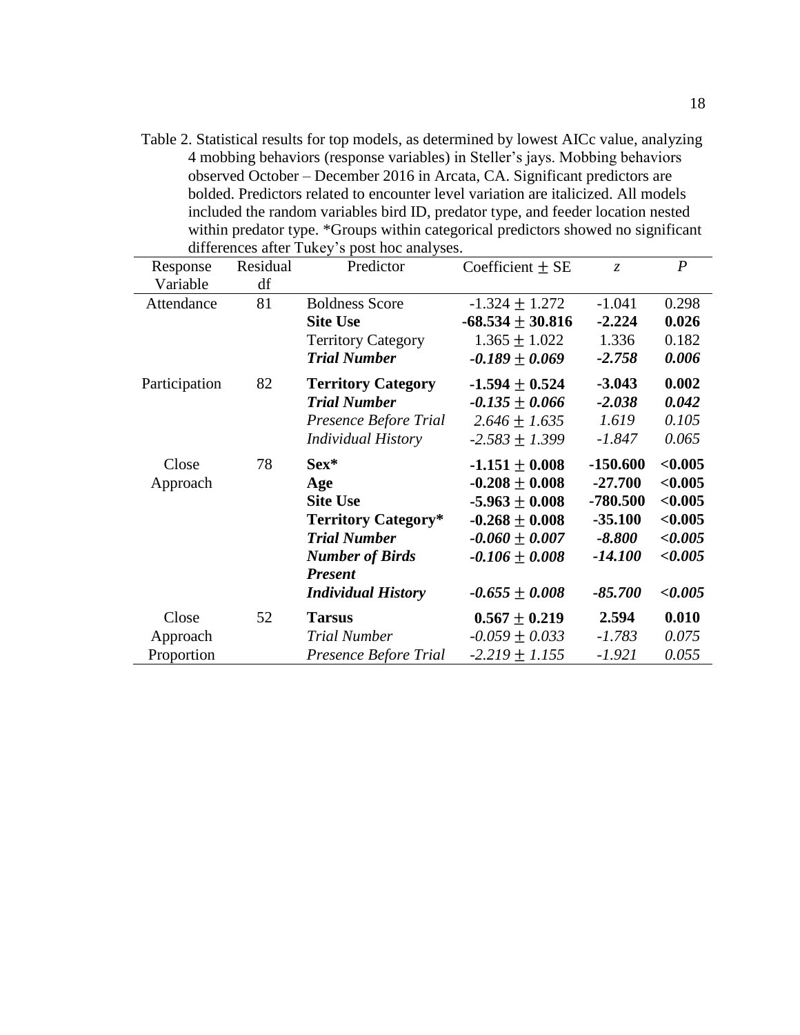Table 2. Statistical results for top models, as determined by lowest AICc value, analyzing 4 mobbing behaviors (response variables) in Steller's jays. Mobbing behaviors observed October – December 2016 in Arcata, CA. Significant predictors are bolded. Predictors related to encounter level variation are italicized. All models included the random variables bird ID, predator type, and feeder location nested within predator type. *Groups within categorical predictors showed no significant differences after Tukey's post hoc analyses.

| Response Variable | Residual df | Predictor | Coefficient ± SE | *z* | *P* |
|---|---|---|---|---|---|
| Attendance | 81 | Boldness Score | -1.324 ± 1.272 | -1.041 | 0.298 |
| | | **Site Use** | **-68.534 ± 30.816** | **-2.224** | **0.026** |
| | | Territory Category | 1.365 ± 1.022 | 1.336 | 0.182 |
| | | ***Trial Number*** | ***-0.189 ± 0.069*** | ***-2.758*** | ***0.006*** |
| Participation | 82 | **Territory Category** | **-1.594 ± 0.524** | **-3.043** | **0.002** |
| | | ***Trial Number*** | ***-0.135 ± 0.066*** | ***-2.038*** | ***0.042*** |
| | | *Presence Before Trial* | *2.646 ± 1.635* | *1.619* | *0.105* |
| | | *Individual History* | *-2.583 ± 1.399* | *-1.847* | *0.065* |
| Close Approach | 78 | **Sex*** | **-1.151 ± 0.008** | **-150.600** | **<0.005** |
| | | **Age** | **-0.208 ± 0.008** | **-27.700** | **<0.005** |
| | | **Site Use** | **-5.963 ± 0.008** | **-780.500** | **<0.005** |
| | | **Territory Category*** | **-0.268 ± 0.008** | **-35.100** | **<0.005** |
| | | ***Trial Number*** | ***-0.060 ± 0.007*** | ***-8.800*** | ***<0.005*** |
| | | ***Number of Birds Present*** | ***-0.106 ± 0.008*** | ***-14.100*** | ***<0.005*** |
| | | ***Individual History*** | ***-0.655 ± 0.008*** | ***-85.700*** | ***<0.005*** |
| Close Approach Proportion | 52 | **Tarsus** | **0.567 ± 0.219** | **2.594** | **0.010** |
| | | *Trial Number* | *-0.059 ± 0.033* | *-1.783* | *0.075* |
| | | *Presence Before Trial* | *-2.219 ± 1.155* | *-1.921* | *0.055* |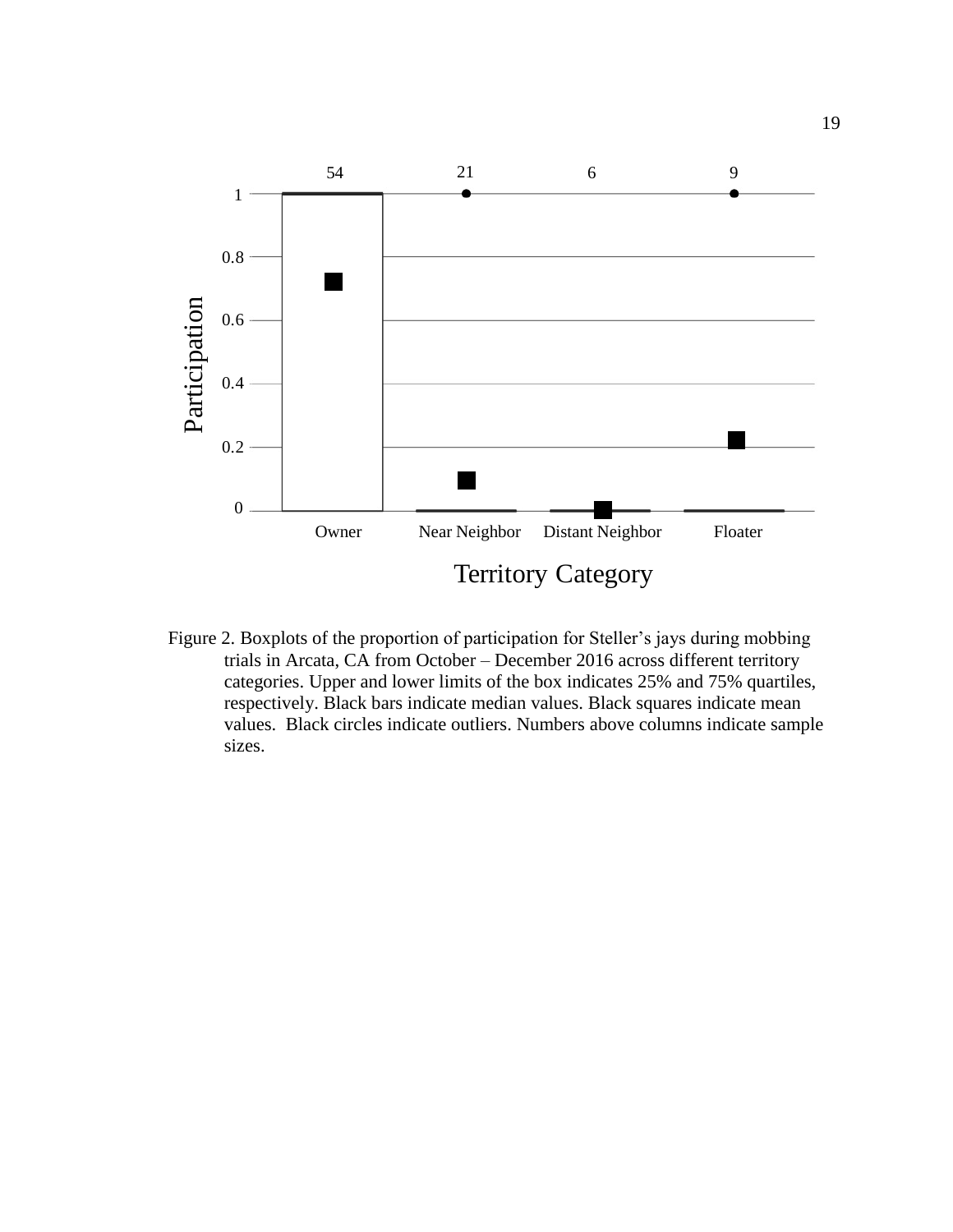54
21
6
9

1
0.8
0.6
0.4
0.2
0

Participation

Owner
Near Neighbor
Distant Neighbor
Floater

Territory Category

Figure 2. Boxplots of the proportion of participation for Steller's jays during mobbing trials in Arcata, CA from October – December 2016 across different territory categories. Upper and lower limits of the box indicates 25% and 75% quartiles, respectively. Black bars indicate median values. Black squares indicate mean values. Black circles indicate outliers. Numbers above columns indicate sample sizes.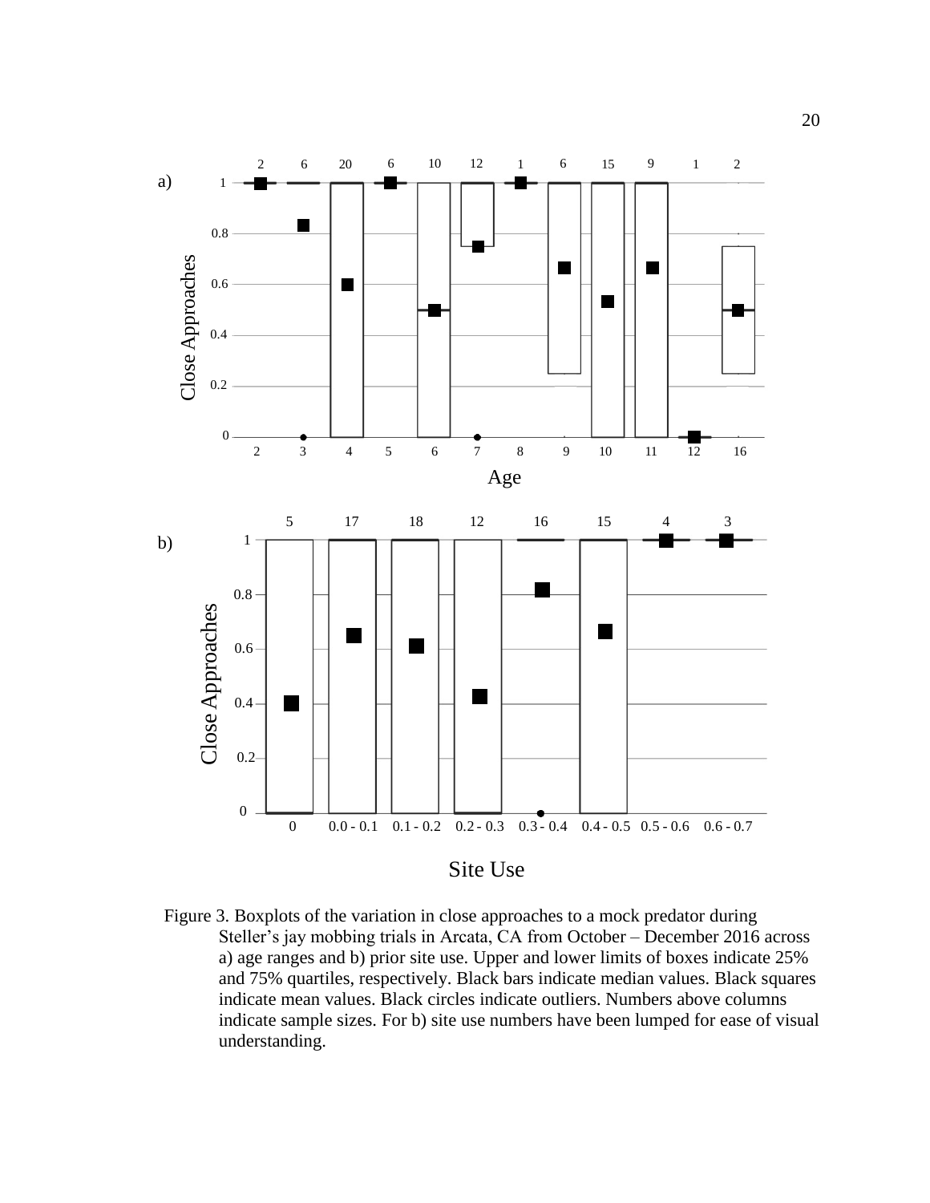a)

2 6 20 6 10 12 1 6 15 9 1 2

1
0.8
0.6
0.4
0.2
0

Close Approaches

2 3 4 5 6 7 8 9 10 11 12 16

Age

b)

5 17 18 12 16 15 4 3

1
0.8
0.6
0.4
0.2
0

Close Approaches

0 0.0 - 0.1 0.1 - 0.2 0.2 - 0.3 0.3 - 0.4 0.4 - 0.5 0.5 - 0.6 0.6 - 0.7

Site Use

Figure 3. Boxplots of the variation in close approaches to a mock predator during Steller's jay mobbing trials in Arcata, CA from October – December 2016 across a) age ranges and b) prior site use. Upper and lower limits of boxes indicate 25% and 75% quartiles, respectively. Black bars indicate median values. Black squares indicate mean values. Black circles indicate outliers. Numbers above columns indicate sample sizes. For b) site use numbers have been lumped for ease of visual understanding.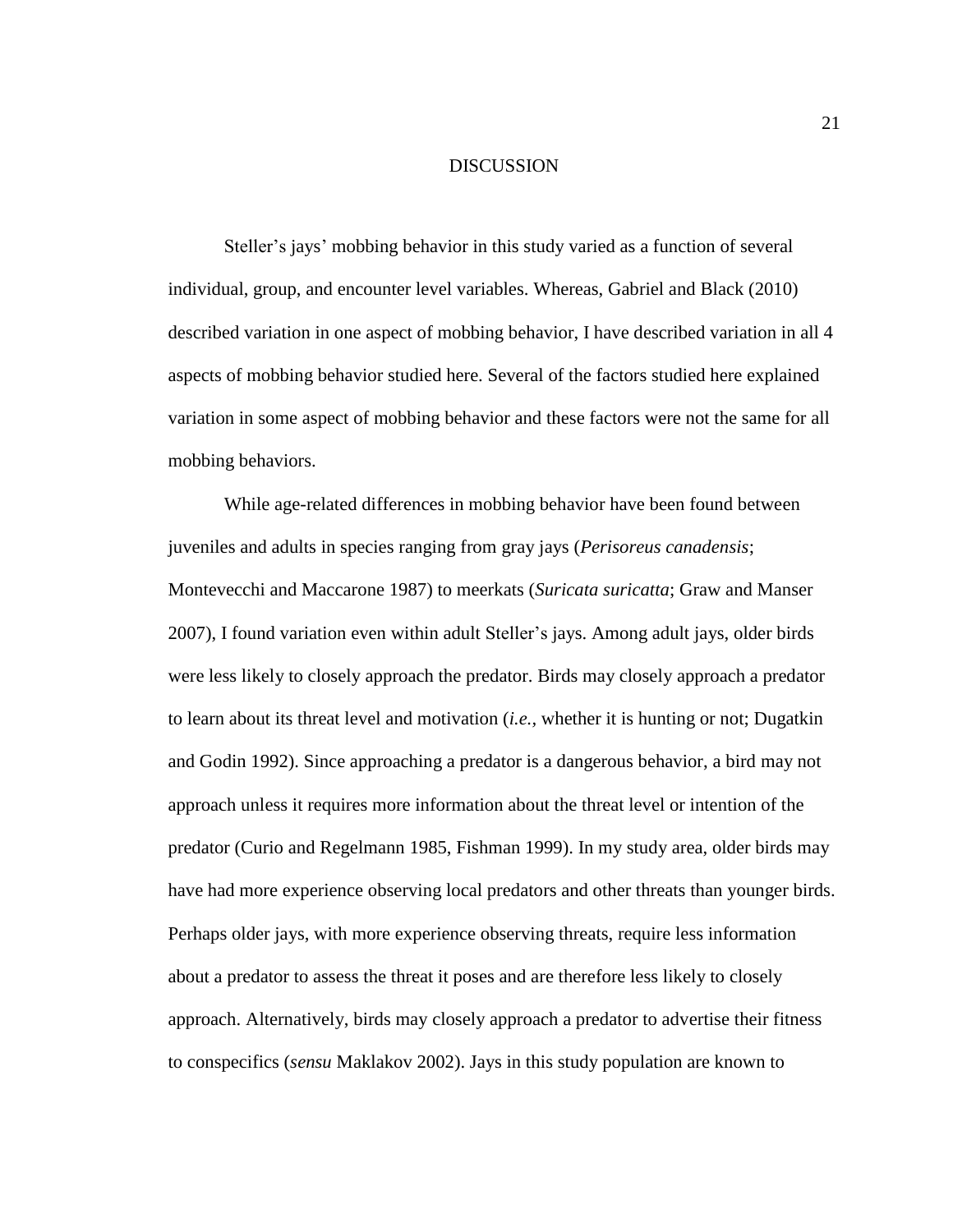# DISCUSSION

Steller's jays' mobbing behavior in this study varied as a function of several individual, group, and encounter level variables. Whereas, Gabriel and Black (2010) described variation in one aspect of mobbing behavior, I have described variation in all 4 aspects of mobbing behavior studied here. Several of the factors studied here explained variation in some aspect of mobbing behavior and these factors were not the same for all mobbing behaviors.

While age-related differences in mobbing behavior have been found between juveniles and adults in species ranging from gray jays (*Perisoreus canadensis*; Montevecchi and Maccarone 1987) to meerkats (*Suricata suricatta*; Graw and Manser 2007), I found variation even within adult Steller's jays. Among adult jays, older birds were less likely to closely approach the predator. Birds may closely approach a predator to learn about its threat level and motivation (*i.e.*, whether it is hunting or not; Dugatkin and Godin 1992). Since approaching a predator is a dangerous behavior, a bird may not approach unless it requires more information about the threat level or intention of the predator (Curio and Regelmann 1985, Fishman 1999). In my study area, older birds may have had more experience observing local predators and other threats than younger birds. Perhaps older jays, with more experience observing threats, require less information about a predator to assess the threat it poses and are therefore less likely to closely approach. Alternatively, birds may closely approach a predator to advertise their fitness to conspecifics (*sensu* Maklakov 2002). Jays in this study population are known to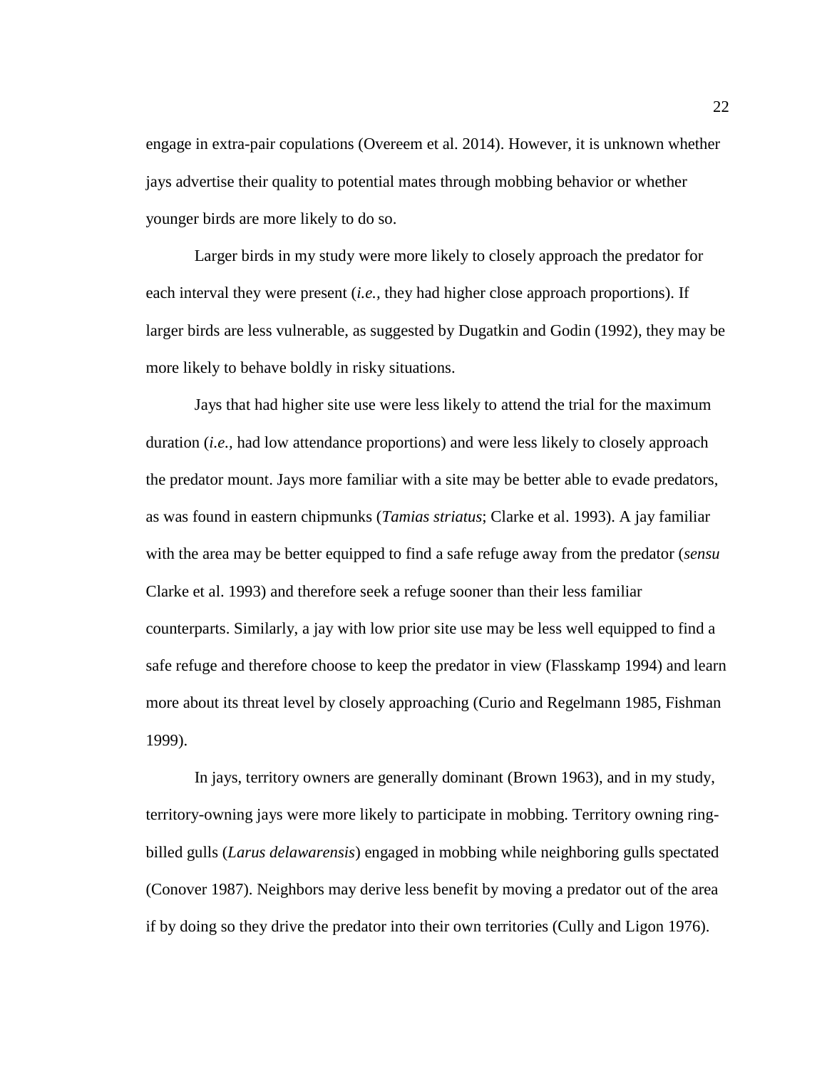engage in extra-pair copulations (Overeem et al. 2014). However, it is unknown whether jays advertise their quality to potential mates through mobbing behavior or whether younger birds are more likely to do so.

Larger birds in my study were more likely to closely approach the predator for each interval they were present (*i.e.*, they had higher close approach proportions). If larger birds are less vulnerable, as suggested by Dugatkin and Godin (1992), they may be more likely to behave boldly in risky situations.

Jays that had higher site use were less likely to attend the trial for the maximum duration (*i.e.*, had low attendance proportions) and were less likely to closely approach the predator mount. Jays more familiar with a site may be better able to evade predators, as was found in eastern chipmunks (*Tamias striatus*; Clarke et al. 1993). A jay familiar with the area may be better equipped to find a safe refuge away from the predator (*sensu* Clarke et al. 1993) and therefore seek a refuge sooner than their less familiar counterparts. Similarly, a jay with low prior site use may be less well equipped to find a safe refuge and therefore choose to keep the predator in view (Flasskamp 1994) and learn more about its threat level by closely approaching (Curio and Regelmann 1985, Fishman 1999).

In jays, territory owners are generally dominant (Brown 1963), and in my study, territory-owning jays were more likely to participate in mobbing. Territory owning ring-billed gulls (*Larus delawarensis*) engaged in mobbing while neighboring gulls spectated (Conover 1987). Neighbors may derive less benefit by moving a predator out of the area if by doing so they drive the predator into their own territories (Cully and Ligon 1976).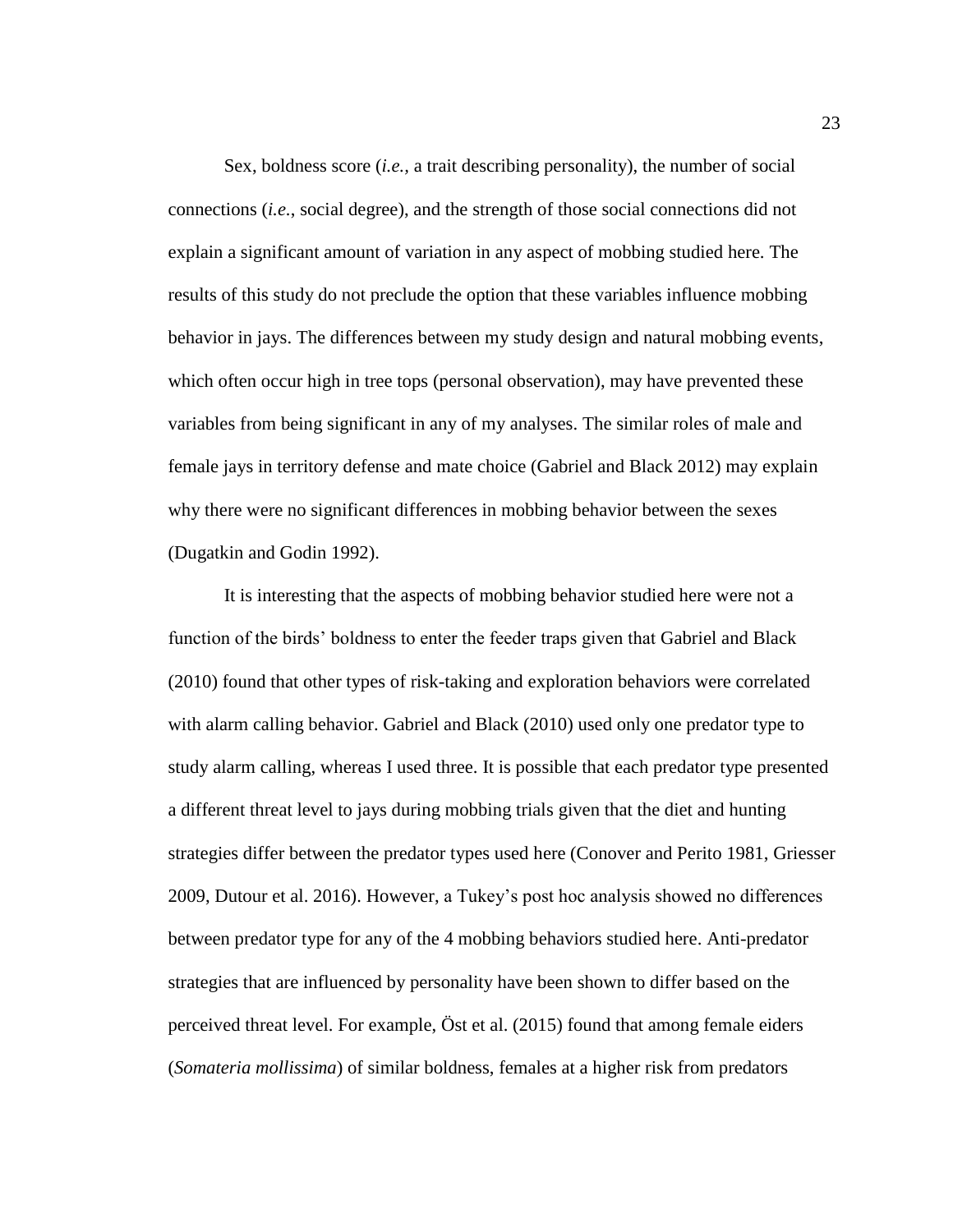Sex, boldness score (*i.e.*, a trait describing personality), the number of social connections (*i.e.*, social degree), and the strength of those social connections did not explain a significant amount of variation in any aspect of mobbing studied here. The results of this study do not preclude the option that these variables influence mobbing behavior in jays. The differences between my study design and natural mobbing events, which often occur high in tree tops (personal observation), may have prevented these variables from being significant in any of my analyses. The similar roles of male and female jays in territory defense and mate choice (Gabriel and Black 2012) may explain why there were no significant differences in mobbing behavior between the sexes (Dugatkin and Godin 1992).

It is interesting that the aspects of mobbing behavior studied here were not a function of the birds' boldness to enter the feeder traps given that Gabriel and Black (2010) found that other types of risk-taking and exploration behaviors were correlated with alarm calling behavior. Gabriel and Black (2010) used only one predator type to study alarm calling, whereas I used three. It is possible that each predator type presented a different threat level to jays during mobbing trials given that the diet and hunting strategies differ between the predator types used here (Conover and Perito 1981, Griesser 2009, Dutour et al. 2016). However, a Tukey's post hoc analysis showed no differences between predator type for any of the 4 mobbing behaviors studied here. Anti-predator strategies that are influenced by personality have been shown to differ based on the perceived threat level. For example, Öst et al. (2015) found that among female eiders (*Somateria mollissima*) of similar boldness, females at a higher risk from predators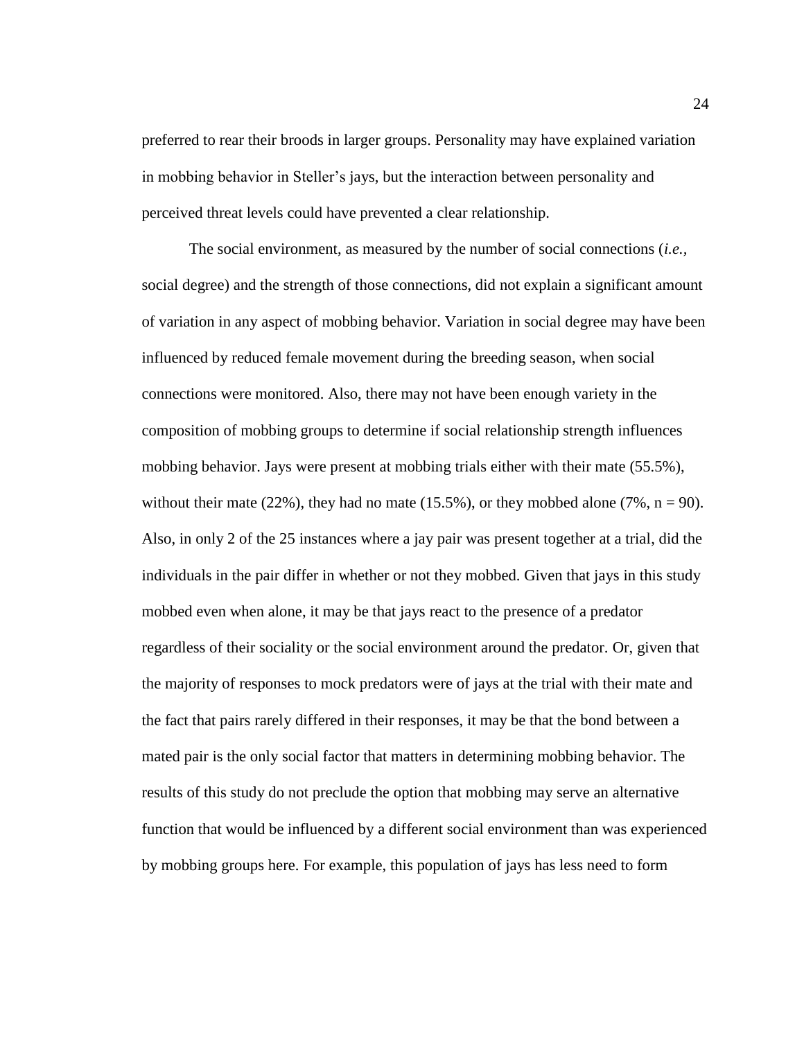preferred to rear their broods in larger groups. Personality may have explained variation in mobbing behavior in Steller's jays, but the interaction between personality and perceived threat levels could have prevented a clear relationship.

The social environment, as measured by the number of social connections (*i.e.*, social degree) and the strength of those connections, did not explain a significant amount of variation in any aspect of mobbing behavior. Variation in social degree may have been influenced by reduced female movement during the breeding season, when social connections were monitored. Also, there may not have been enough variety in the composition of mobbing groups to determine if social relationship strength influences mobbing behavior. Jays were present at mobbing trials either with their mate (55.5%), without their mate (22%), they had no mate (15.5%), or they mobbed alone (7%, $n = 90$). Also, in only 2 of the 25 instances where a jay pair was present together at a trial, did the individuals in the pair differ in whether or not they mobbed. Given that jays in this study mobbed even when alone, it may be that jays react to the presence of a predator regardless of their sociality or the social environment around the predator. Or, given that the majority of responses to mock predators were of jays at the trial with their mate and the fact that pairs rarely differed in their responses, it may be that the bond between a mated pair is the only social factor that matters in determining mobbing behavior. The results of this study do not preclude the option that mobbing may serve an alternative function that would be influenced by a different social environment than was experienced by mobbing groups here. For example, this population of jays has less need to form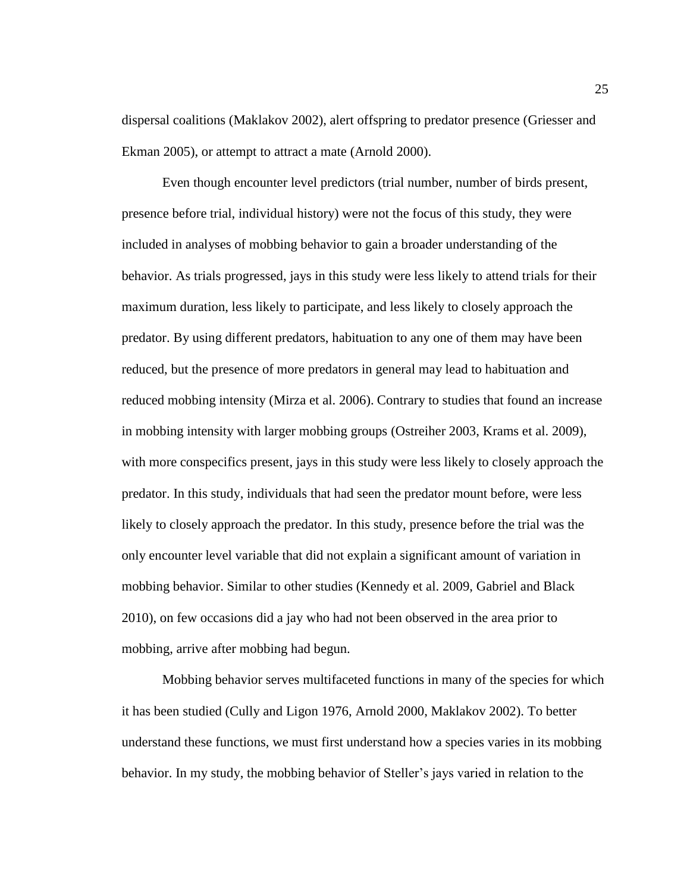dispersal coalitions (Maklakov 2002), alert offspring to predator presence (Griesser and Ekman 2005), or attempt to attract a mate (Arnold 2000).

Even though encounter level predictors (trial number, number of birds present, presence before trial, individual history) were not the focus of this study, they were included in analyses of mobbing behavior to gain a broader understanding of the behavior. As trials progressed, jays in this study were less likely to attend trials for their maximum duration, less likely to participate, and less likely to closely approach the predator. By using different predators, habituation to any one of them may have been reduced, but the presence of more predators in general may lead to habituation and reduced mobbing intensity (Mirza et al. 2006). Contrary to studies that found an increase in mobbing intensity with larger mobbing groups (Ostreiher 2003, Krams et al. 2009), with more conspecifics present, jays in this study were less likely to closely approach the predator. In this study, individuals that had seen the predator mount before, were less likely to closely approach the predator. In this study, presence before the trial was the only encounter level variable that did not explain a significant amount of variation in mobbing behavior. Similar to other studies (Kennedy et al. 2009, Gabriel and Black 2010), on few occasions did a jay who had not been observed in the area prior to mobbing, arrive after mobbing had begun.

Mobbing behavior serves multifaceted functions in many of the species for which it has been studied (Cully and Ligon 1976, Arnold 2000, Maklakov 2002). To better understand these functions, we must first understand how a species varies in its mobbing behavior. In my study, the mobbing behavior of Steller's jays varied in relation to the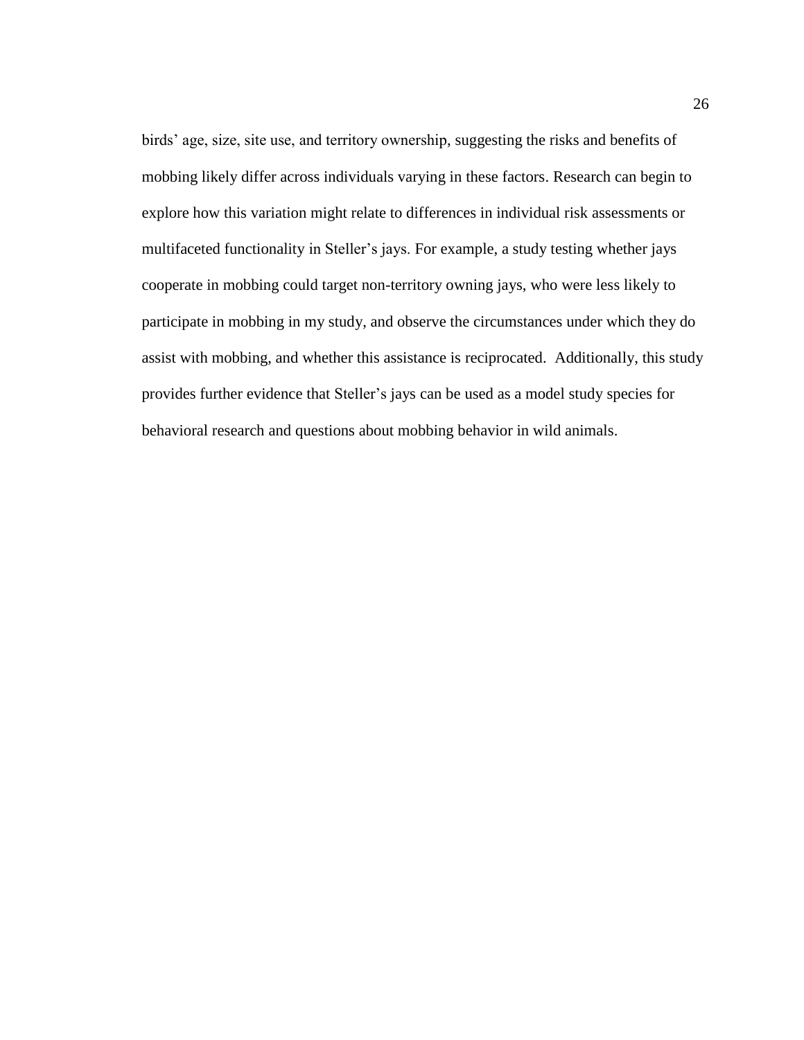birds' age, size, site use, and territory ownership, suggesting the risks and benefits of mobbing likely differ across individuals varying in these factors. Research can begin to explore how this variation might relate to differences in individual risk assessments or multifaceted functionality in Steller's jays. For example, a study testing whether jays cooperate in mobbing could target non-territory owning jays, who were less likely to participate in mobbing in my study, and observe the circumstances under which they do assist with mobbing, and whether this assistance is reciprocated. Additionally, this study provides further evidence that Steller's jays can be used as a model study species for behavioral research and questions about mobbing behavior in wild animals.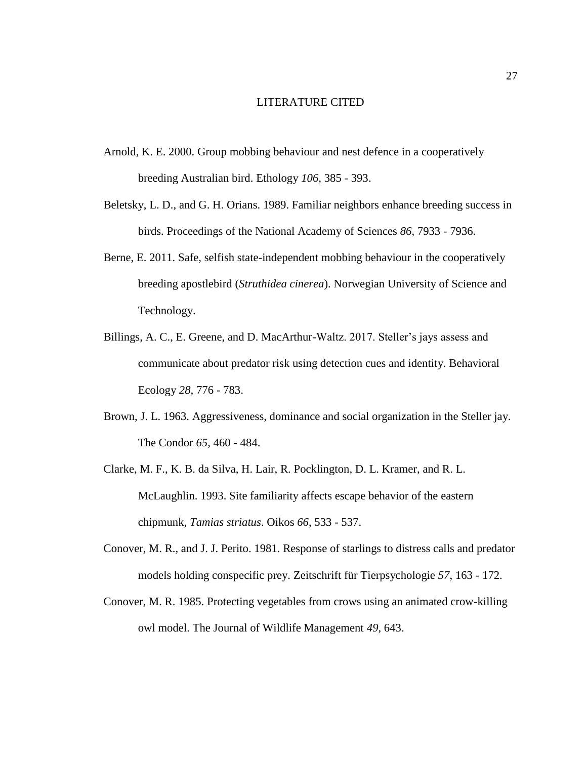# LITERATURE CITED

Arnold, K. E. 2000. Group mobbing behaviour and nest defence in a cooperatively breeding Australian bird. Ethology *106*, 385 - 393.

Beletsky, L. D., and G. H. Orians. 1989. Familiar neighbors enhance breeding success in birds. Proceedings of the National Academy of Sciences *86*, 7933 - 7936.

Berne, E. 2011. Safe, selfish state-independent mobbing behaviour in the cooperatively breeding apostlebird (*Struthidea cinerea*). Norwegian University of Science and Technology.

Billings, A. C., E. Greene, and D. MacArthur-Waltz. 2017. Steller's jays assess and communicate about predator risk using detection cues and identity. Behavioral Ecology *28*, 776 - 783.

Brown, J. L. 1963. Aggressiveness, dominance and social organization in the Steller jay. The Condor *65*, 460 - 484.

Clarke, M. F., K. B. da Silva, H. Lair, R. Pocklington, D. L. Kramer, and R. L. McLaughlin. 1993. Site familiarity affects escape behavior of the eastern chipmunk, *Tamias striatus*. Oikos *66*, 533 - 537.

Conover, M. R., and J. J. Perito. 1981. Response of starlings to distress calls and predator models holding conspecific prey. Zeitschrift für Tierpsychologie *57*, 163 - 172.

Conover, M. R. 1985. Protecting vegetables from crows using an animated crow-killing owl model. The Journal of Wildlife Management *49*, 643.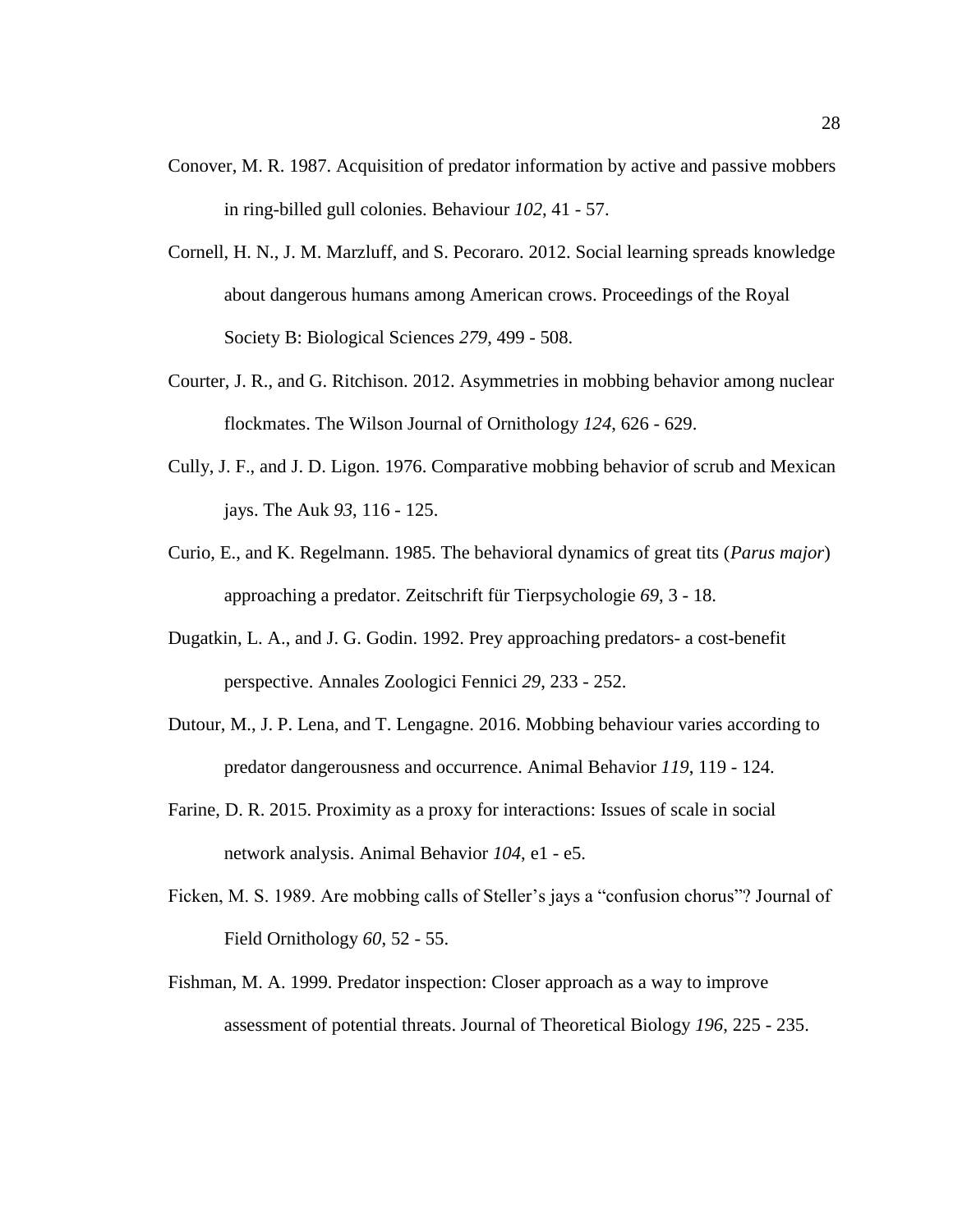Conover, M. R. 1987. Acquisition of predator information by active and passive mobbers in ring-billed gull colonies. Behaviour *102*, 41 - 57.

Cornell, H. N., J. M. Marzluff, and S. Pecoraro. 2012. Social learning spreads knowledge about dangerous humans among American crows. Proceedings of the Royal Society B: Biological Sciences *279*, 499 - 508.

Courter, J. R., and G. Ritchison. 2012. Asymmetries in mobbing behavior among nuclear flockmates. The Wilson Journal of Ornithology *124*, 626 - 629.

Cully, J. F., and J. D. Ligon. 1976. Comparative mobbing behavior of scrub and Mexican jays. The Auk *93*, 116 - 125.

Curio, E., and K. Regelmann. 1985. The behavioral dynamics of great tits (*Parus major*) approaching a predator. Zeitschrift für Tierpsychologie *69*, 3 - 18.

Dugatkin, L. A., and J. G. Godin. 1992. Prey approaching predators- a cost-benefit perspective. Annales Zoologici Fennici *29*, 233 - 252.

Dutour, M., J. P. Lena, and T. Lengagne. 2016. Mobbing behaviour varies according to predator dangerousness and occurrence. Animal Behavior *119*, 119 - 124.

Farine, D. R. 2015. Proximity as a proxy for interactions: Issues of scale in social network analysis. Animal Behavior *104*, e1 - e5.

Ficken, M. S. 1989. Are mobbing calls of Steller's jays a "confusion chorus"? Journal of Field Ornithology *60*, 52 - 55.

Fishman, M. A. 1999. Predator inspection: Closer approach as a way to improve assessment of potential threats. Journal of Theoretical Biology *196*, 225 - 235.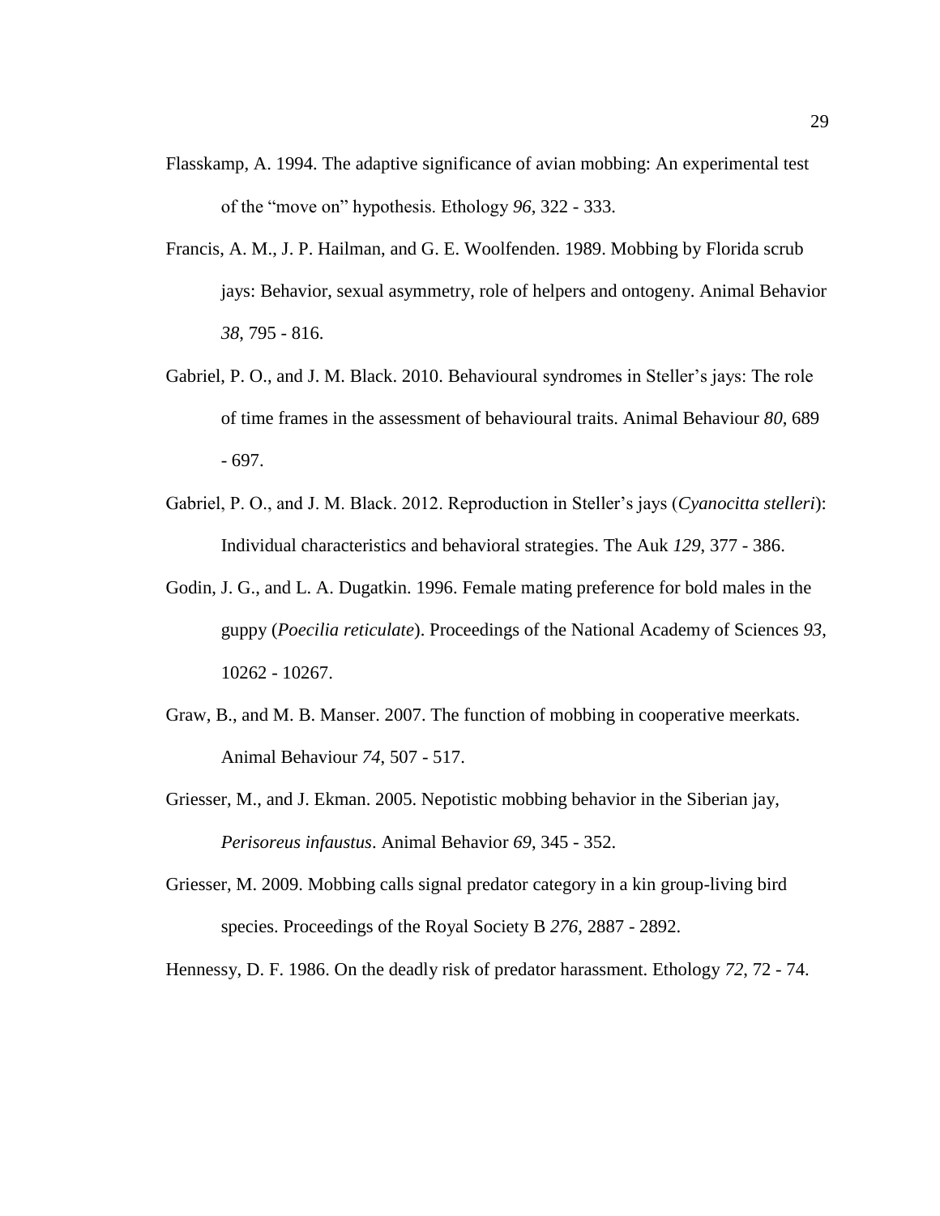Flasskamp, A. 1994. The adaptive significance of avian mobbing: An experimental test of the “move on” hypothesis. Ethology *96*, 322 - 333.

Francis, A. M., J. P. Hailman, and G. E. Woolfenden. 1989. Mobbing by Florida scrub jays: Behavior, sexual asymmetry, role of helpers and ontogeny. Animal Behavior *38*, 795 - 816.

Gabriel, P. O., and J. M. Black. 2010. Behavioural syndromes in Steller’s jays: The role of time frames in the assessment of behavioural traits. Animal Behaviour *80*, 689 - 697.

Gabriel, P. O., and J. M. Black. 2012. Reproduction in Steller’s jays (*Cyanocitta stelleri*): Individual characteristics and behavioral strategies. The Auk *129*, 377 - 386.

Godin, J. G., and L. A. Dugatkin. 1996. Female mating preference for bold males in the guppy (*Poecilia reticulate*). Proceedings of the National Academy of Sciences *93*, 10262 - 10267.

Graw, B., and M. B. Manser. 2007. The function of mobbing in cooperative meerkats. Animal Behaviour *74*, 507 - 517.

Griesser, M., and J. Ekman. 2005. Nepotistic mobbing behavior in the Siberian jay, *Perisoreus infaustus*. Animal Behavior *69*, 345 - 352.

Griesser, M. 2009. Mobbing calls signal predator category in a kin group-living bird species. Proceedings of the Royal Society B *276*, 2887 - 2892.

Hennessy, D. F. 1986. On the deadly risk of predator harassment. Ethology *72*, 72 - 74.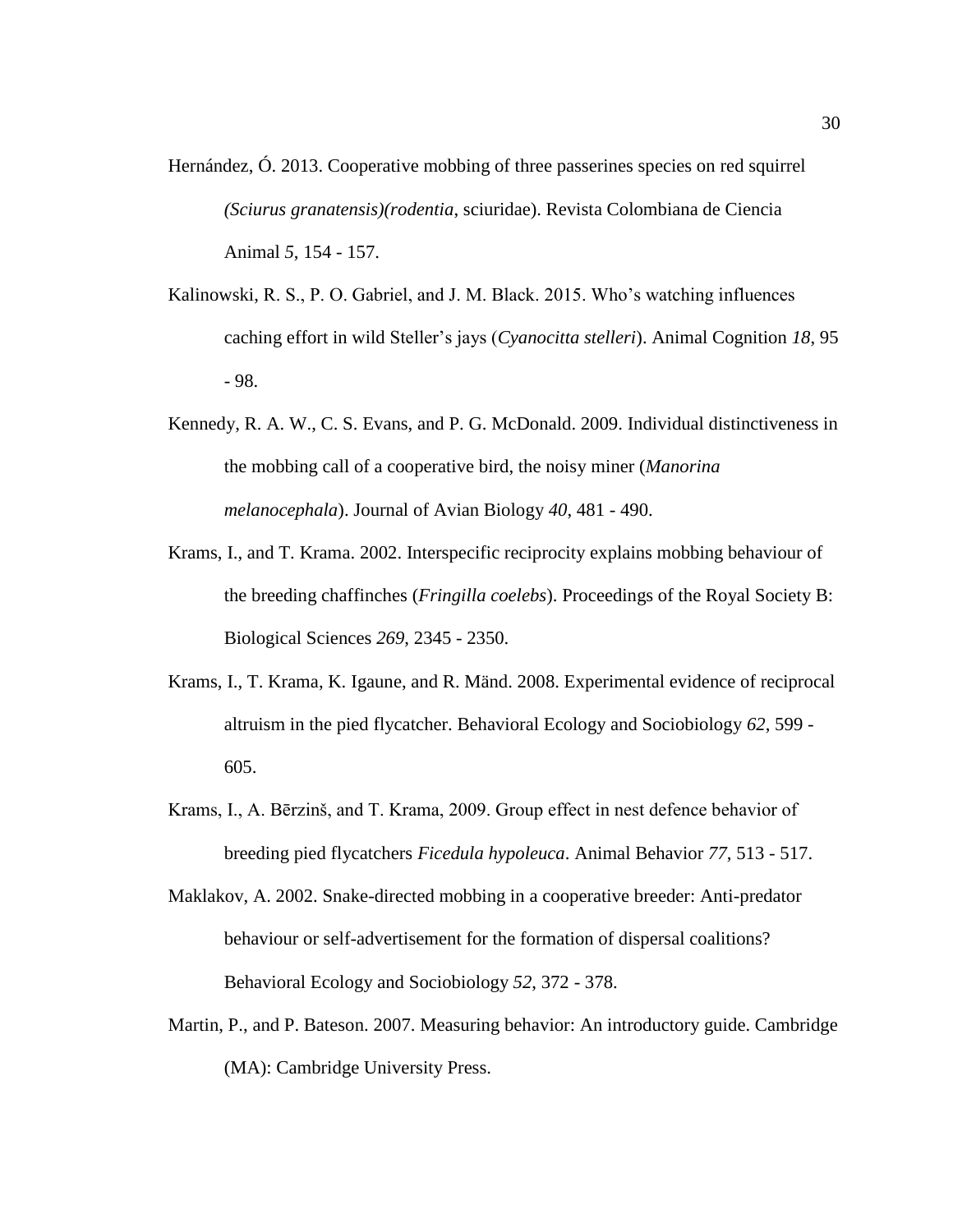Hernández, Ó. 2013. Cooperative mobbing of three passerines species on red squirrel *(Sciurus granatensis)(rodentia*, sciuridae). Revista Colombiana de Ciencia Animal *5*, 154 - 157.

Kalinowski, R. S., P. O. Gabriel, and J. M. Black. 2015. Who's watching influences caching effort in wild Steller's jays (*Cyanocitta stelleri*). Animal Cognition *18*, 95 - 98.

Kennedy, R. A. W., C. S. Evans, and P. G. McDonald. 2009. Individual distinctiveness in the mobbing call of a cooperative bird, the noisy miner (*Manorina melanocephala*). Journal of Avian Biology *40*, 481 - 490.

Krams, I., and T. Krama. 2002. Interspecific reciprocity explains mobbing behaviour of the breeding chaffinches (*Fringilla coelebs*). Proceedings of the Royal Society B: Biological Sciences *269*, 2345 - 2350.

Krams, I., T. Krama, K. Igaune, and R. Mänd. 2008. Experimental evidence of reciprocal altruism in the pied flycatcher. Behavioral Ecology and Sociobiology *62*, 599 - 605.

Krams, I., A. Bērzinš, and T. Krama, 2009. Group effect in nest defence behavior of breeding pied flycatchers *Ficedula hypoleuca*. Animal Behavior *77*, 513 - 517.

Maklakov, A. 2002. Snake-directed mobbing in a cooperative breeder: Anti-predator behaviour or self-advertisement for the formation of dispersal coalitions? Behavioral Ecology and Sociobiology *52*, 372 - 378.

Martin, P., and P. Bateson. 2007. Measuring behavior: An introductory guide. Cambridge (MA): Cambridge University Press.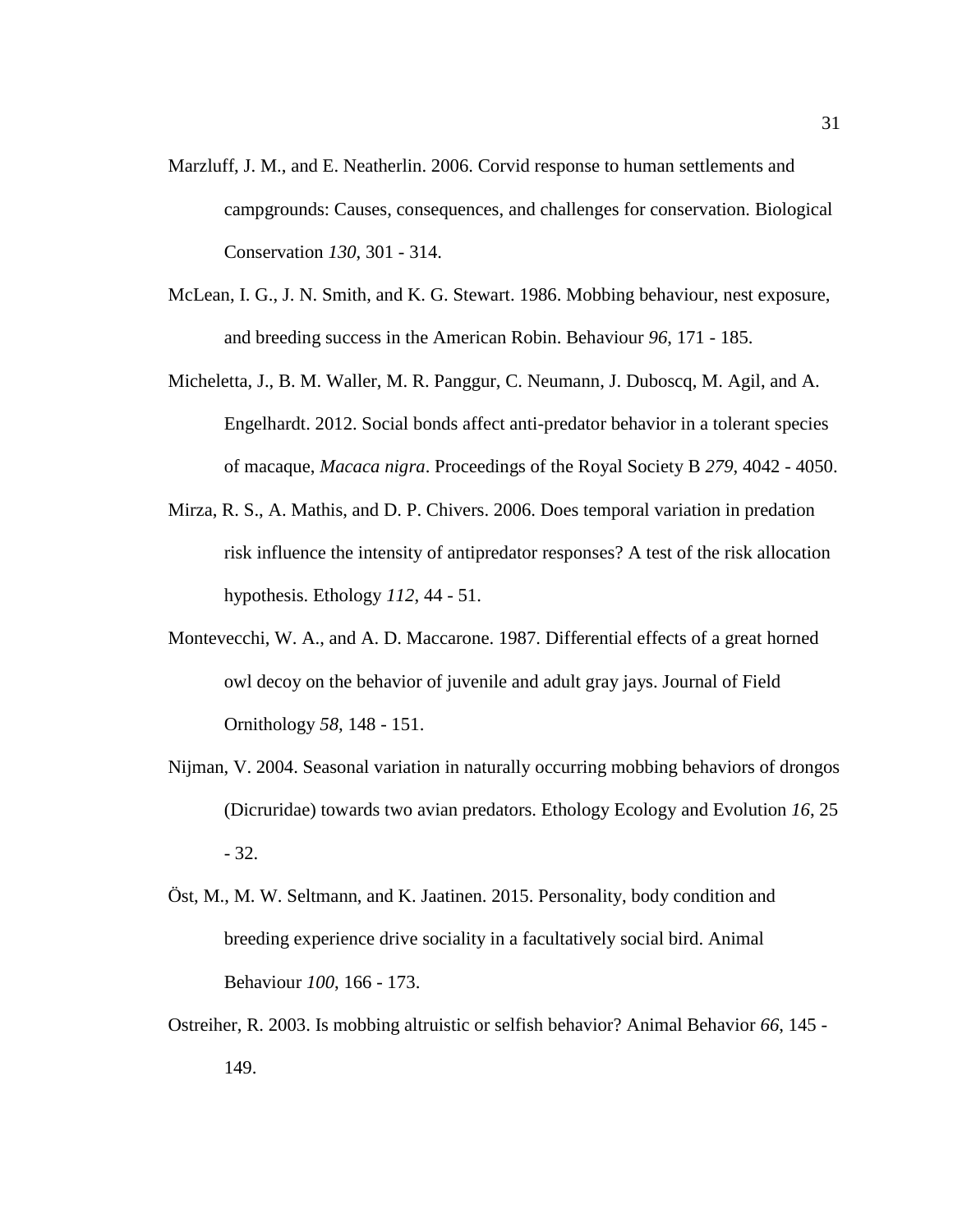Marzluff, J. M., and E. Neatherlin. 2006. Corvid response to human settlements and campgrounds: Causes, consequences, and challenges for conservation. Biological Conservation *130*, 301 - 314.

McLean, I. G., J. N. Smith, and K. G. Stewart. 1986. Mobbing behaviour, nest exposure, and breeding success in the American Robin. Behaviour *96*, 171 - 185.

Micheletta, J., B. M. Waller, M. R. Panggur, C. Neumann, J. Duboscq, M. Agil, and A. Engelhardt. 2012. Social bonds affect anti-predator behavior in a tolerant species of macaque, *Macaca nigra*. Proceedings of the Royal Society B *279*, 4042 - 4050.

Mirza, R. S., A. Mathis, and D. P. Chivers. 2006. Does temporal variation in predation risk influence the intensity of antipredator responses? A test of the risk allocation hypothesis. Ethology *112*, 44 - 51.

Montevecchi, W. A., and A. D. Maccarone. 1987. Differential effects of a great horned owl decoy on the behavior of juvenile and adult gray jays. Journal of Field Ornithology *58*, 148 - 151.

Nijman, V. 2004. Seasonal variation in naturally occurring mobbing behaviors of drongos (Dicruridae) towards two avian predators. Ethology Ecology and Evolution *16*, 25 - 32.

Öst, M., M. W. Seltmann, and K. Jaatinen. 2015. Personality, body condition and breeding experience drive sociality in a facultatively social bird. Animal Behaviour *100*, 166 - 173.

Ostreiher, R. 2003. Is mobbing altruistic or selfish behavior? Animal Behavior *66*, 145 - 149.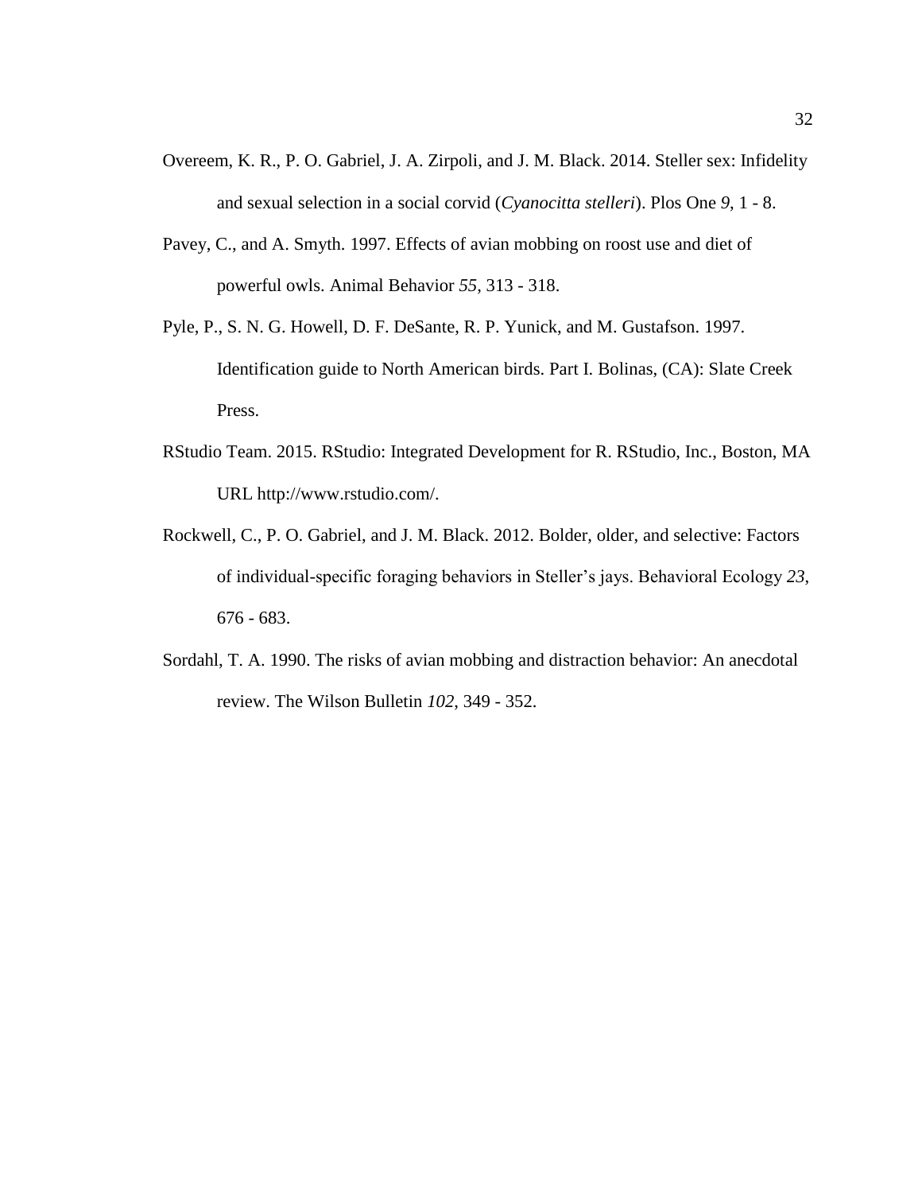Overeem, K. R., P. O. Gabriel, J. A. Zirpoli, and J. M. Black. 2014. Steller sex: Infidelity and sexual selection in a social corvid (*Cyanocitta stelleri*). Plos One *9*, 1 - 8.

Pavey, C., and A. Smyth. 1997. Effects of avian mobbing on roost use and diet of powerful owls. Animal Behavior *55*, 313 - 318.

Pyle, P., S. N. G. Howell, D. F. DeSante, R. P. Yunick, and M. Gustafson. 1997. Identification guide to North American birds. Part I. Bolinas, (CA): Slate Creek Press.

RStudio Team. 2015. RStudio: Integrated Development for R. RStudio, Inc., Boston, MA URL http://www.rstudio.com/.

Rockwell, C., P. O. Gabriel, and J. M. Black. 2012. Bolder, older, and selective: Factors of individual-specific foraging behaviors in Steller's jays. Behavioral Ecology *23*, 676 - 683.

Sordahl, T. A. 1990. The risks of avian mobbing and distraction behavior: An anecdotal review. The Wilson Bulletin *102*, 349 - 352.